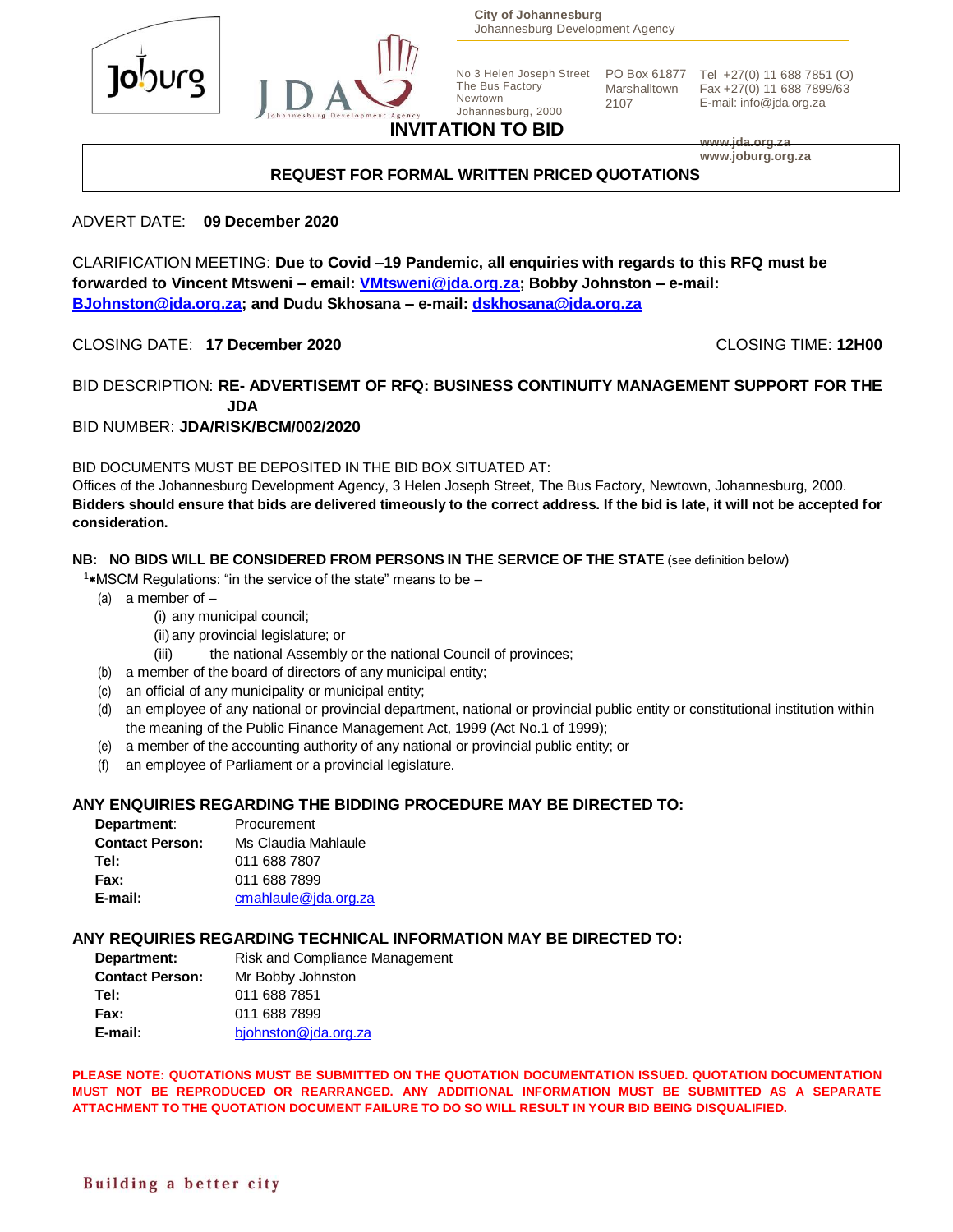City of Johannesburg
Johannesburg Development Agency

No 3 Helen Joseph Street
The Bus Factory
Newtown
Johannesburg, 2000

PO Box 61877
Marshalltown
2107

Tel +27(0) 11 688 7851 (O)
Fax +27(0) 11 688 7899/63
E-mail: info@jda.org.za

www.jda.org.za
www.joburg.org.za

# INVITATION TO BID

## REQUEST FOR FORMAL WRITTEN PRICED QUOTATIONS

ADVERT DATE: **09 December 2020**

CLARIFICATION MEETING: **Due to Covid –19 Pandemic, all enquiries with regards to this RFQ must be forwarded to Vincent Mtsweni – email: [VMtsweni@jda.org.za](mailto:VMtsweni@jda.org.za); Bobby Johnston – e-mail: [BJohnston@jda.org.za](mailto:BJohnston@jda.org.za); and Dudu Skhosana – e-mail: [dskhosana@jda.org.za](mailto:dskhosana@jda.org.za)**

CLOSING DATE: **17 December 2020** CLOSING TIME: **12H00**

BID DESCRIPTION: **RE- ADVERTISEMT OF RFQ: BUSINESS CONTINUITY MANAGEMENT SUPPORT FOR THE JDA**

BID NUMBER: **JDA/RISK/BCM/002/2020**

BID DOCUMENTS MUST BE DEPOSITED IN THE BID BOX SITUATED AT:
Offices of the Johannesburg Development Agency, 3 Helen Joseph Street, The Bus Factory, Newtown, Johannesburg, 2000.
**Bidders should ensure that bids are delivered timeously to the correct address. If the bid is late, it will not be accepted for consideration.**

**NB: NO BIDS WILL BE CONSIDERED FROM PERSONS IN THE SERVICE OF THE STATE** (see definition below)

[1]*MSCM Regulations: "in the service of the state" means to be –

(a) a member of –
  (i) any municipal council;
  (ii) any provincial legislature; or
  (iii) the national Assembly or the national Council of provinces;
(b) a member of the board of directors of any municipal entity;
(c) an official of any municipality or municipal entity;
(d) an employee of any national or provincial department, national or provincial public entity or constitutional institution within the meaning of the Public Finance Management Act, 1999 (Act No.1 of 1999);
(e) a member of the accounting authority of any national or provincial public entity; or
(f) an employee of Parliament or a provincial legislature.

### ANY ENQUIRIES REGARDING THE BIDDING PROCEDURE MAY BE DIRECTED TO:

**Department:** Procurement
**Contact Person:** Ms Claudia Mahlaule
**Tel:** 011 688 7807
**Fax:** 011 688 7899
**E-mail:** [cmahlaule@jda.org.za](mailto:cmahlaule@jda.org.za)

### ANY REQUIRIES REGARDING TECHNICAL INFORMATION MAY BE DIRECTED TO:

**Department:** Risk and Compliance Management
**Contact Person:** Mr Bobby Johnston
**Tel:** 011 688 7851
**Fax:** 011 688 7899
**E-mail:** [bjohnston@jda.org.za](mailto:bjohnston@jda.org.za)

**PLEASE NOTE: QUOTATIONS MUST BE SUBMITTED ON THE QUOTATION DOCUMENTATION ISSUED. QUOTATION DOCUMENTATION MUST NOT BE REPRODUCED OR REARRANGED. ANY ADDITIONAL INFORMATION MUST BE SUBMITTED AS A SEPARATE ATTACHMENT TO THE QUOTATION DOCUMENT FAILURE TO DO SO WILL RESULT IN YOUR BID BEING DISQUALIFIED.**

Building a better city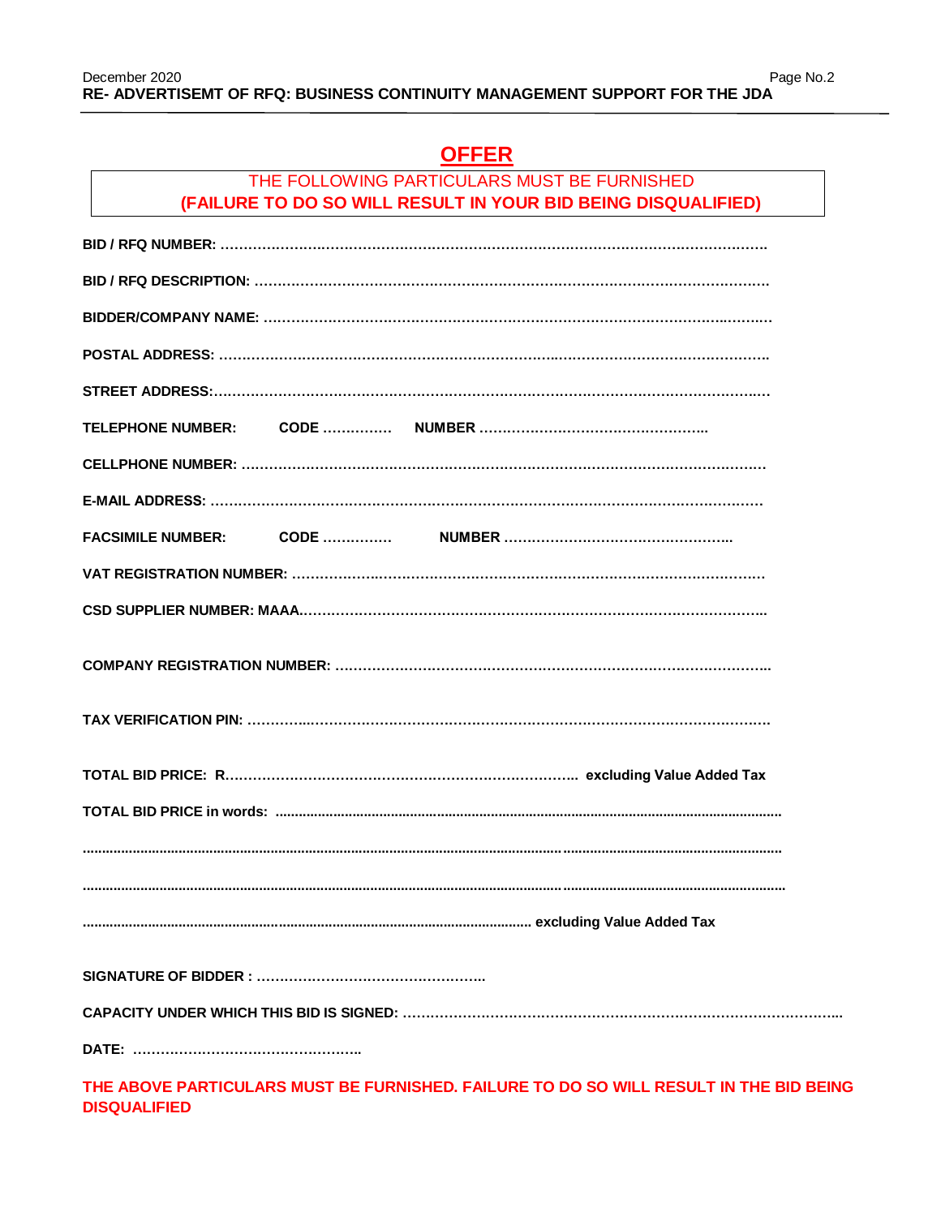# OFFER

**THE FOLLOWING PARTICULARS MUST BE FURNISHED**
**(FAILURE TO DO SO WILL RESULT IN YOUR BID BEING DISQUALIFIED)**

**BID / RFQ NUMBER:** ……………………………………………………………………………………………………

**BID / RFQ DESCRIPTION:** ………………………………………………………………………………………………

**BIDDER/COMPANY NAME:** ………………………………………………………………………………………………

**POSTAL ADDRESS:** ………………………………………………………………………………………………………

**STREET ADDRESS:**…………………………………………………………………………………………………………

**TELEPHONE NUMBER: CODE** …………… **NUMBER** ……………………………………………

**CELLPHONE NUMBER:** ……………………………………………………………………………………………………

**E-MAIL ADDRESS:** …………………………………………………………………………………………………………

**FACSIMILE NUMBER: CODE** …………… **NUMBER** ……………………………………………

**VAT REGISTRATION NUMBER:** …………………………………………………………………………………………

**CSD SUPPLIER NUMBER: MAAA**……………………………………………………………………………………………

**COMPANY REGISTRATION NUMBER:** ………………………………………………………………………………

**TAX VERIFICATION PIN:** …………………………………………………………………………………………………

**TOTAL BID PRICE: R**………………………………………………………………………… **excluding Value Added Tax**

**TOTAL BID PRICE in words:** ………………………………………………………………………………………………

………………………………………………………………………………………………………………………………………

………………………………………………………………………………………………………………………………………

…………………………………………………………………………………………… **excluding Value Added Tax**

**SIGNATURE OF BIDDER :** ……………………………………………

**CAPACITY UNDER WHICH THIS BID IS SIGNED:** ……………………………………………………………………………

**DATE:** ……………………………………………

**THE ABOVE PARTICULARS MUST BE FURNISHED. FAILURE TO DO SO WILL RESULT IN THE BID BEING DISQUALIFIED**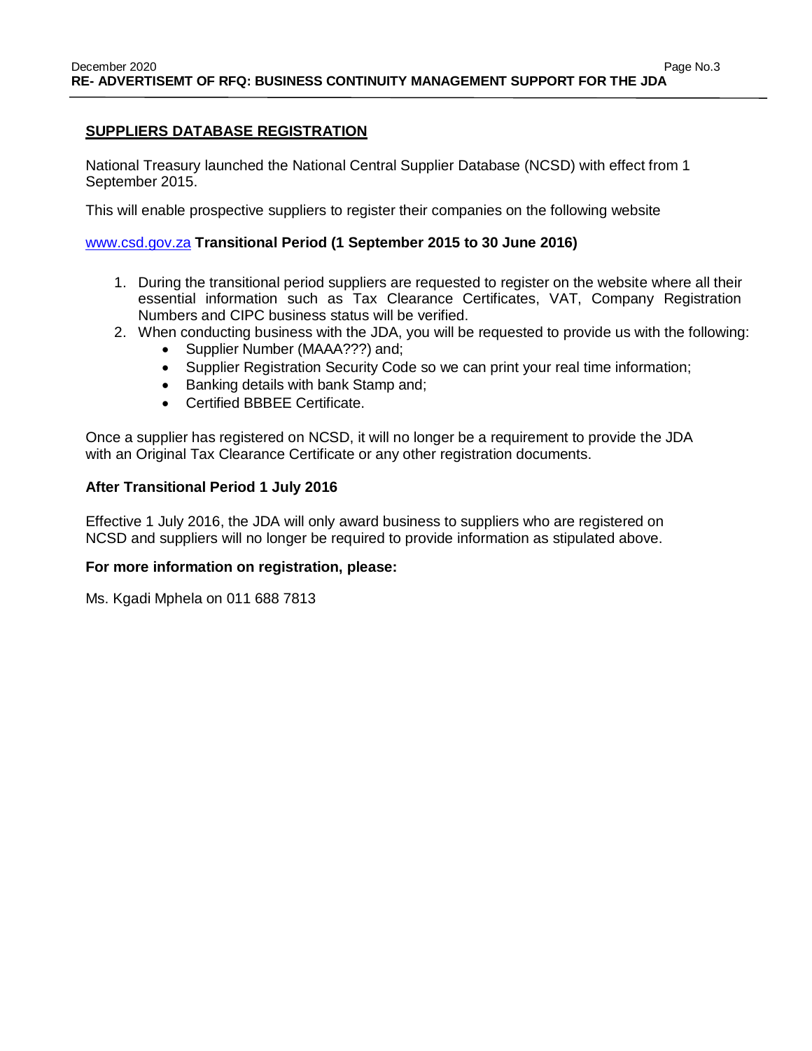## SUPPLIERS DATABASE REGISTRATION

National Treasury launched the National Central Supplier Database (NCSD) with effect from 1 September 2015.

This will enable prospective suppliers to register their companies on the following website

www.csd.gov.za **Transitional Period (1 September 2015 to 30 June 2016)**

1. During the transitional period suppliers are requested to register on the website where all their essential information such as Tax Clearance Certificates, VAT, Company Registration Numbers and CIPC business status will be verified.
2. When conducting business with the JDA, you will be requested to provide us with the following:
   - Supplier Number (MAAA???) and;
   - Supplier Registration Security Code so we can print your real time information;
   - Banking details with bank Stamp and;
   - Certified BBBEE Certificate.

Once a supplier has registered on NCSD, it will no longer be a requirement to provide the JDA with an Original Tax Clearance Certificate or any other registration documents.

**After Transitional Period 1 July 2016**

Effective 1 July 2016, the JDA will only award business to suppliers who are registered on NCSD and suppliers will no longer be required to provide information as stipulated above.

**For more information on registration, please:**

Ms. Kgadi Mphela on 011 688 7813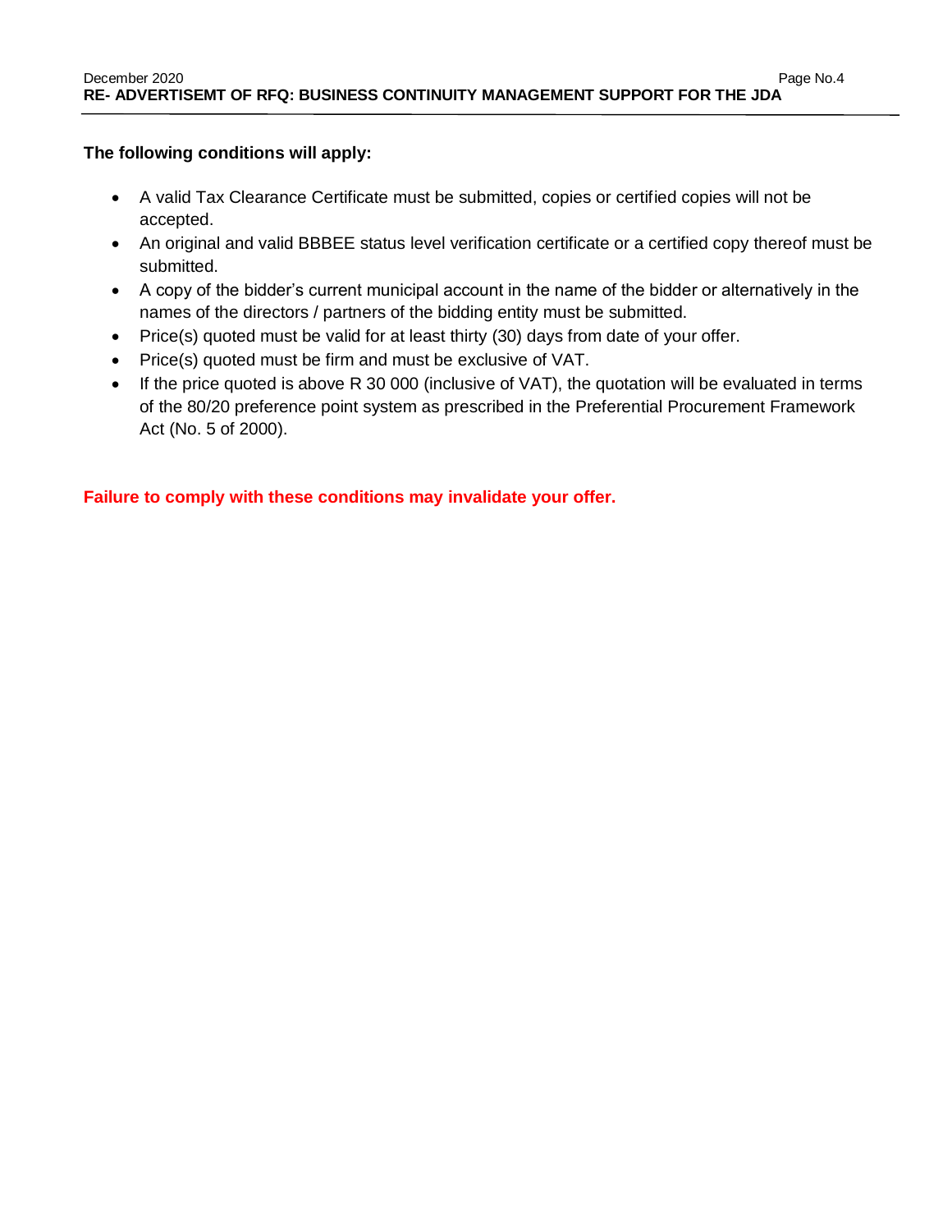**The following conditions will apply:**

- A valid Tax Clearance Certificate must be submitted, copies or certified copies will not be accepted.
- An original and valid BBBEE status level verification certificate or a certified copy thereof must be submitted.
- A copy of the bidder's current municipal account in the name of the bidder or alternatively in the names of the directors / partners of the bidding entity must be submitted.
- Price(s) quoted must be valid for at least thirty (30) days from date of your offer.
- Price(s) quoted must be firm and must be exclusive of VAT.
- If the price quoted is above R 30 000 (inclusive of VAT), the quotation will be evaluated in terms of the 80/20 preference point system as prescribed in the Preferential Procurement Framework Act (No. 5 of 2000).

**Failure to comply with these conditions may invalidate your offer.**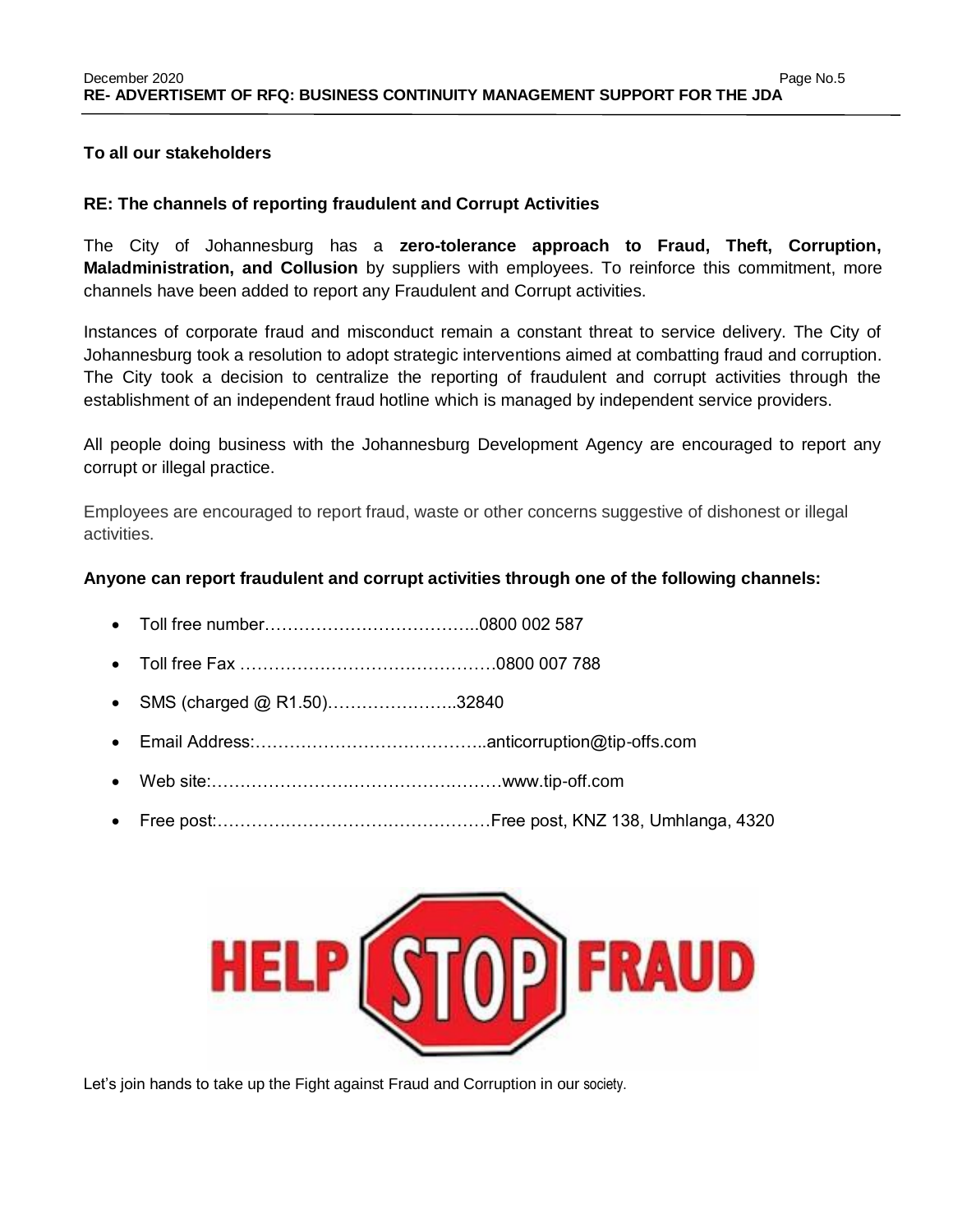**To all our stakeholders**

**RE: The channels of reporting fraudulent and Corrupt Activities**

The City of Johannesburg has a **zero-tolerance approach to Fraud, Theft, Corruption, Maladministration, and Collusion** by suppliers with employees. To reinforce this commitment, more channels have been added to report any Fraudulent and Corrupt activities.

Instances of corporate fraud and misconduct remain a constant threat to service delivery. The City of Johannesburg took a resolution to adopt strategic interventions aimed at combatting fraud and corruption. The City took a decision to centralize the reporting of fraudulent and corrupt activities through the establishment of an independent fraud hotline which is managed by independent service providers.

All people doing business with the Johannesburg Development Agency are encouraged to report any corrupt or illegal practice.

Employees are encouraged to report fraud, waste or other concerns suggestive of dishonest or illegal activities.

**Anyone can report fraudulent and corrupt activities through one of the following channels:**

- Toll free number………………………………..0800 002 587
- Toll free Fax ………………………………………0800 007 788
- SMS (charged @ R1.50)…………………..32840
- Email Address:…………………………………..anticorruption@tip-offs.com
- Web site:……………………………………………www.tip-off.com
- Free post:…………………………………………Free post, KNZ 138, Umhlanga, 4320

HELP STOP FRAUD

Let's join hands to take up the Fight against Fraud and Corruption in our society.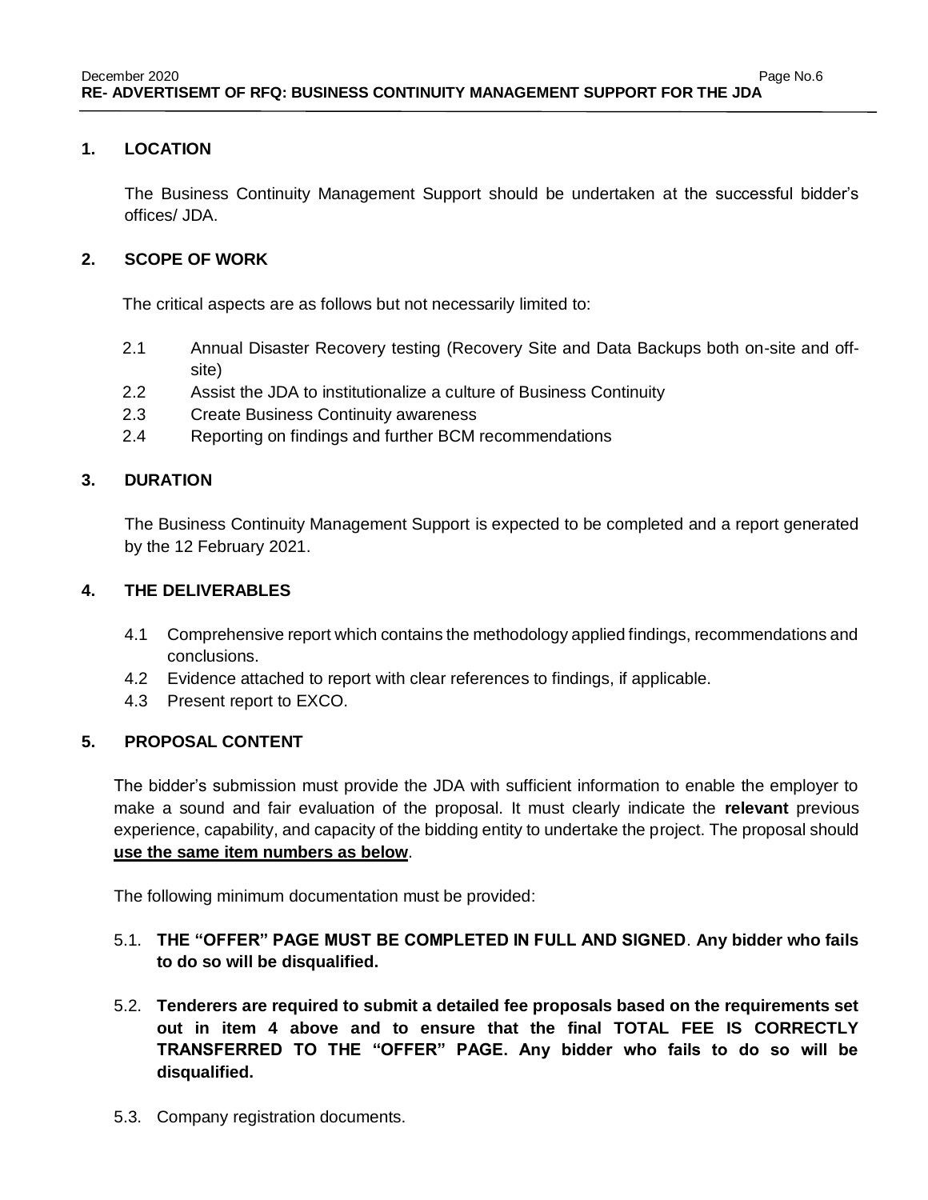## 1. LOCATION

The Business Continuity Management Support should be undertaken at the successful bidder's offices/ JDA.

## 2. SCOPE OF WORK

The critical aspects are as follows but not necessarily limited to:

2.1 Annual Disaster Recovery testing (Recovery Site and Data Backups both on-site and off-site)
2.2 Assist the JDA to institutionalize a culture of Business Continuity
2.3 Create Business Continuity awareness
2.4 Reporting on findings and further BCM recommendations

## 3. DURATION

The Business Continuity Management Support is expected to be completed and a report generated by the 12 February 2021.

## 4. THE DELIVERABLES

4.1 Comprehensive report which contains the methodology applied findings, recommendations and conclusions.
4.2 Evidence attached to report with clear references to findings, if applicable.
4.3 Present report to EXCO.

## 5. PROPOSAL CONTENT

The bidder's submission must provide the JDA with sufficient information to enable the employer to make a sound and fair evaluation of the proposal. It must clearly indicate the **relevant** previous experience, capability, and capacity of the bidding entity to undertake the project. The proposal should **<u>use the same item numbers as below</u>**.

The following minimum documentation must be provided:

5.1. **THE "OFFER" PAGE MUST BE COMPLETED IN FULL AND SIGNED**. **Any bidder who fails to do so will be disqualified.**

5.2. **Tenderers are required to submit a detailed fee proposals based on the requirements set out in item 4 above and to ensure that the final TOTAL FEE IS CORRECTLY TRANSFERRED TO THE "OFFER" PAGE. Any bidder who fails to do so will be disqualified.**

5.3. Company registration documents.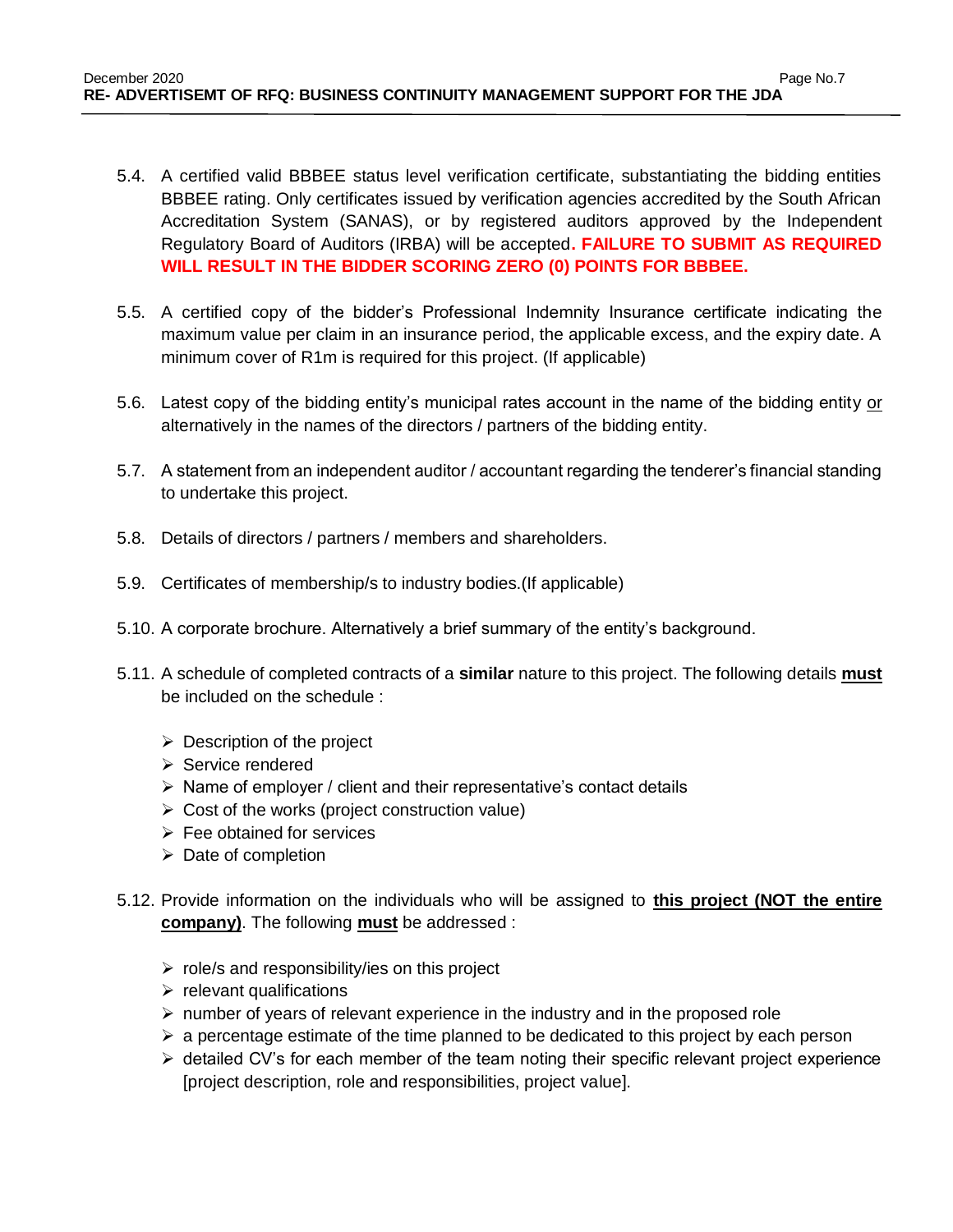5.4. A certified valid BBBEE status level verification certificate, substantiating the bidding entities BBBEE rating. Only certificates issued by verification agencies accredited by the South African Accreditation System (SANAS), or by registered auditors approved by the Independent Regulatory Board of Auditors (IRBA) will be accepted**. FAILURE TO SUBMIT AS REQUIRED WILL RESULT IN THE BIDDER SCORING ZERO (0) POINTS FOR BBBEE.**

5.5. A certified copy of the bidder's Professional Indemnity Insurance certificate indicating the maximum value per claim in an insurance period, the applicable excess, and the expiry date. A minimum cover of R1m is required for this project. (If applicable)

5.6. Latest copy of the bidding entity's municipal rates account in the name of the bidding entity <u>or</u> alternatively in the names of the directors / partners of the bidding entity.

5.7. A statement from an independent auditor / accountant regarding the tenderer's financial standing to undertake this project.

5.8. Details of directors / partners / members and shareholders.

5.9. Certificates of membership/s to industry bodies.(If applicable)

5.10. A corporate brochure. Alternatively a brief summary of the entity's background.

5.11. A schedule of completed contracts of a **similar** nature to this project. The following details **<u>must</u>** be included on the schedule :

- Description of the project
- Service rendered
- Name of employer / client and their representative's contact details
- Cost of the works (project construction value)
- Fee obtained for services
- Date of completion

5.12. Provide information on the individuals who will be assigned to **<u>this project (NOT the entire company)</u>**. The following **<u>must</u>** be addressed :

- role/s and responsibility/ies on this project
- relevant qualifications
- number of years of relevant experience in the industry and in the proposed role
- a percentage estimate of the time planned to be dedicated to this project by each person
- detailed CV's for each member of the team noting their specific relevant project experience [project description, role and responsibilities, project value].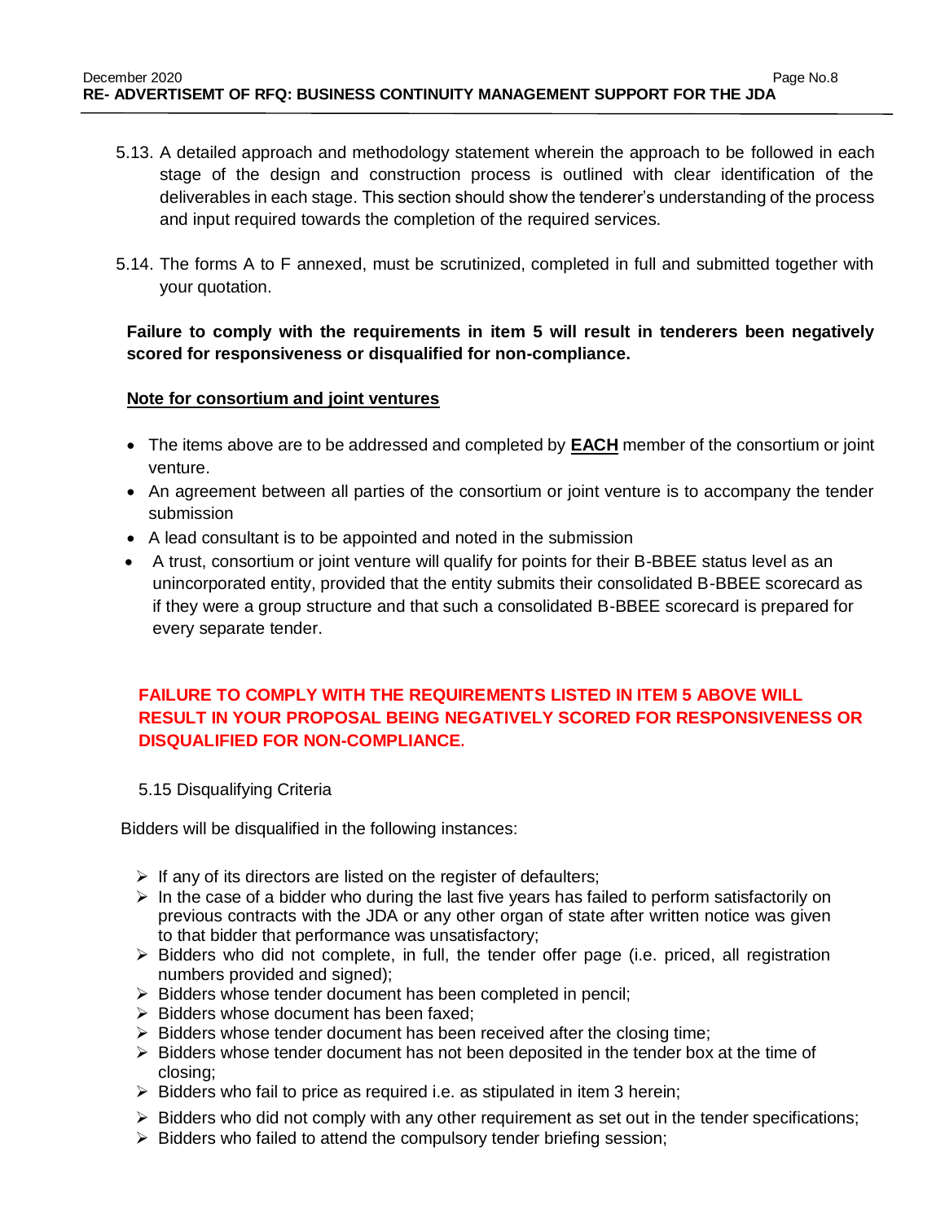5.13. A detailed approach and methodology statement wherein the approach to be followed in each stage of the design and construction process is outlined with clear identification of the deliverables in each stage. This section should show the tenderer's understanding of the process and input required towards the completion of the required services.

5.14. The forms A to F annexed, must be scrutinized, completed in full and submitted together with your quotation.

**Failure to comply with the requirements in item 5 will result in tenderers been negatively scored for responsiveness or disqualified for non-compliance.**

**Note for consortium and joint ventures**

- The items above are to be addressed and completed by **EACH** member of the consortium or joint venture.
- An agreement between all parties of the consortium or joint venture is to accompany the tender submission
- A lead consultant is to be appointed and noted in the submission
- A trust, consortium or joint venture will qualify for points for their B-BBEE status level as an unincorporated entity, provided that the entity submits their consolidated B-BBEE scorecard as if they were a group structure and that such a consolidated B-BBEE scorecard is prepared for every separate tender.

**FAILURE TO COMPLY WITH THE REQUIREMENTS LISTED IN ITEM 5 ABOVE WILL RESULT IN YOUR PROPOSAL BEING NEGATIVELY SCORED FOR RESPONSIVENESS OR DISQUALIFIED FOR NON-COMPLIANCE.**

5.15 Disqualifying Criteria

Bidders will be disqualified in the following instances:

- If any of its directors are listed on the register of defaulters;
- In the case of a bidder who during the last five years has failed to perform satisfactorily on previous contracts with the JDA or any other organ of state after written notice was given to that bidder that performance was unsatisfactory;
- Bidders who did not complete, in full, the tender offer page (i.e. priced, all registration numbers provided and signed);
- Bidders whose tender document has been completed in pencil;
- Bidders whose document has been faxed;
- Bidders whose tender document has been received after the closing time;
- Bidders whose tender document has not been deposited in the tender box at the time of closing;
- Bidders who fail to price as required i.e. as stipulated in item 3 herein;
- Bidders who did not comply with any other requirement as set out in the tender specifications;
- Bidders who failed to attend the compulsory tender briefing session;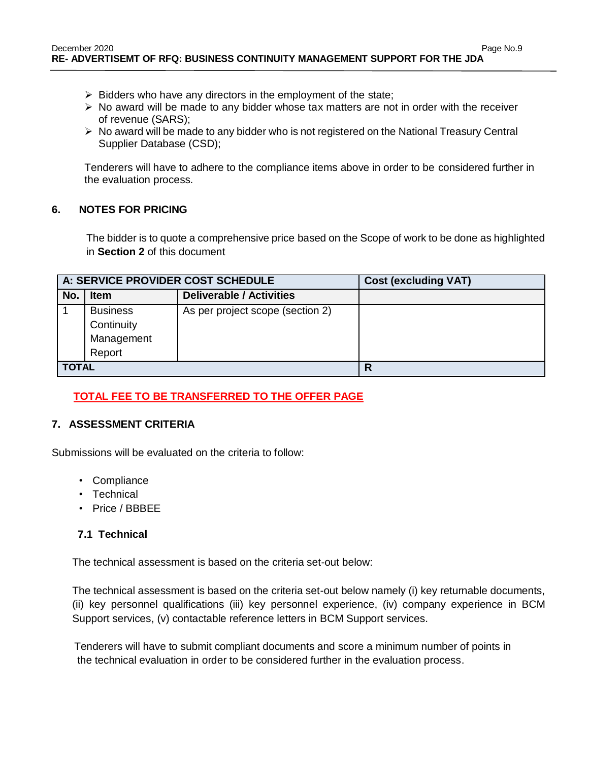- Bidders who have any directors in the employment of the state;
- No award will be made to any bidder whose tax matters are not in order with the receiver of revenue (SARS);
- No award will be made to any bidder who is not registered on the National Treasury Central Supplier Database (CSD);

Tenderers will have to adhere to the compliance items above in order to be considered further in the evaluation process.

## 6. NOTES FOR PRICING

The bidder is to quote a comprehensive price based on the Scope of work to be done as highlighted in **Section 2** of this document

| **A: SERVICE PROVIDER COST SCHEDULE** | | | **Cost (excluding VAT)** |
|---|---|---|---|
| **No.** | **Item** | **Deliverable / Activities** | |
| 1 | Business Continuity Management Report | As per project scope (section 2) | |
| **TOTAL** | | | **R** |

**TOTAL FEE TO BE TRANSFERRED TO THE OFFER PAGE**

## 7. ASSESSMENT CRITERIA

Submissions will be evaluated on the criteria to follow:

- Compliance
- Technical
- Price / BBBEE

### 7.1 Technical

The technical assessment is based on the criteria set-out below:

The technical assessment is based on the criteria set-out below namely (i) key returnable documents, (ii) key personnel qualifications (iii) key personnel experience, (iv) company experience in BCM Support services, (v) contactable reference letters in BCM Support services.

Tenderers will have to submit compliant documents and score a minimum number of points in the technical evaluation in order to be considered further in the evaluation process.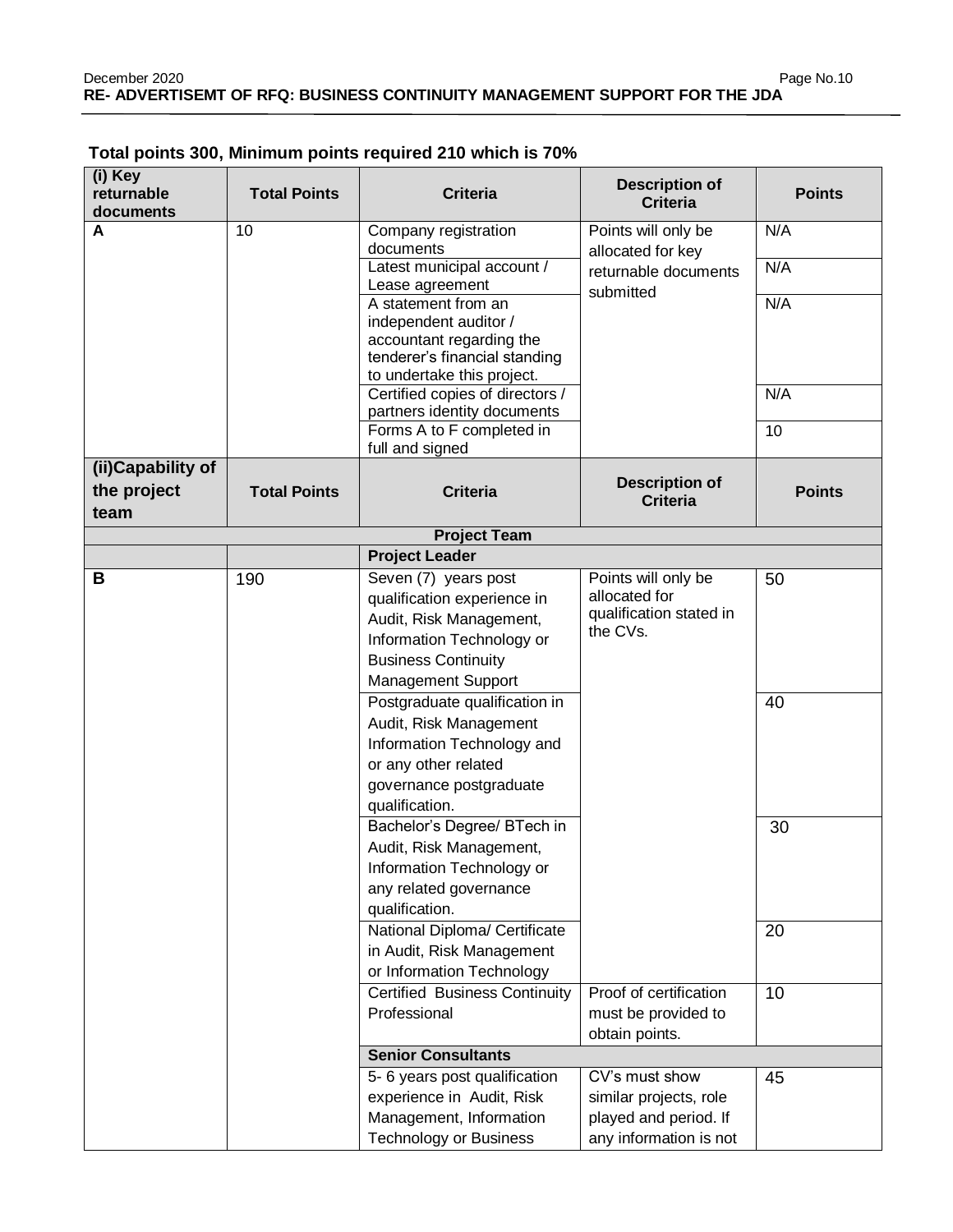**Total points 300, Minimum points required 210 which is 70%**

| (i) Key returnable documents | Total Points | Criteria | Description of Criteria | Points |
|---|---|---|---|---|
| A | 10 | Company registration documents | Points will only be allocated for key returnable documents submitted | N/A |
| | | Latest municipal account / Lease agreement | | N/A |
| | | A statement from an independent auditor / accountant regarding the tenderer's financial standing to undertake this project. | | N/A |
| | | Certified copies of directors / partners identity documents | | N/A |
| | | Forms A to F completed in full and signed | | 10 |
| **(ii)Capability of the project team** | **Total Points** | **Criteria** | **Description of Criteria** | **Points** |
| | | **Project Team** | | |
| | | **Project Leader** | | |
| B | 190 | Seven (7) years post qualification experience in Audit, Risk Management, Information Technology or Business Continuity Management Support | Points will only be allocated for qualification stated in the CVs. | 50 |
| | | Postgraduate qualification in Audit, Risk Management Information Technology and or any other related governance postgraduate qualification. | | 40 |
| | | Bachelor's Degree/ BTech in Audit, Risk Management, Information Technology or any related governance qualification. | | 30 |
| | | National Diploma/ Certificate in Audit, Risk Management or Information Technology | | 20 |
| | | Certified Business Continuity Professional | Proof of certification must be provided to obtain points. | 10 |
| | | **Senior Consultants** | | |
| | | 5- 6 years post qualification experience in Audit, Risk Management, Information Technology or Business | CV's must show similar projects, role played and period. If any information is not | 45 |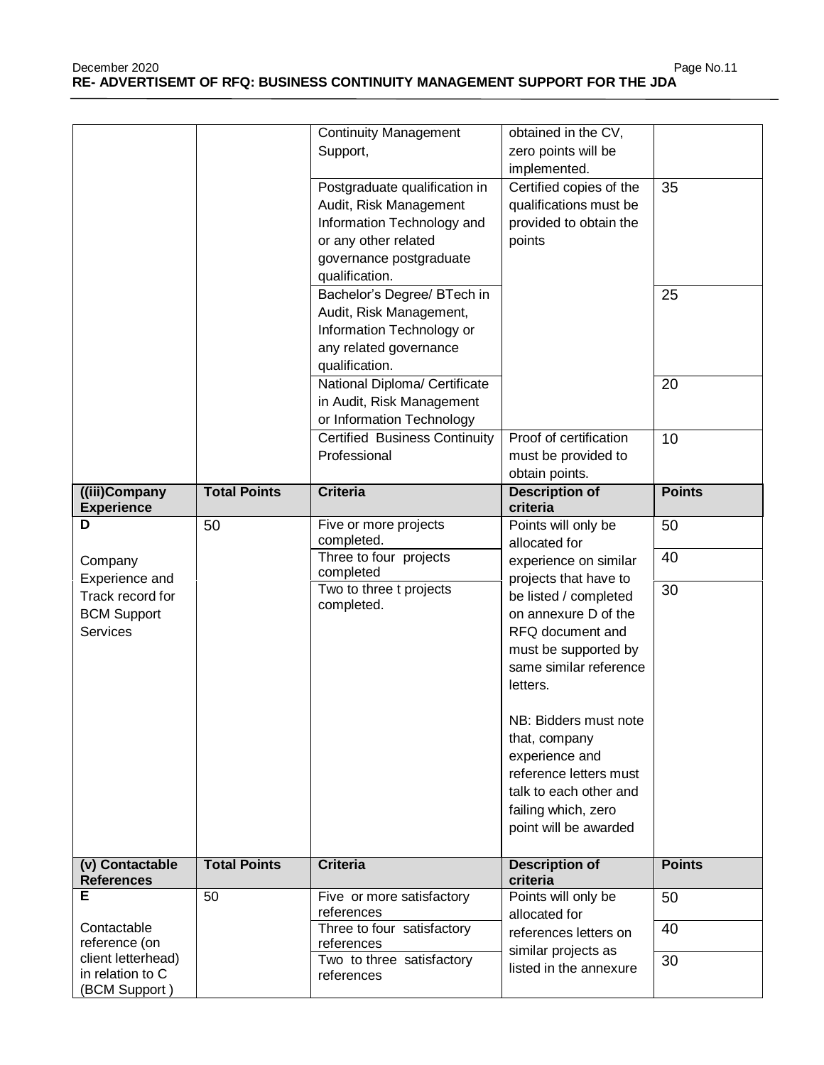| | | Continuity Management Support, | obtained in the CV, zero points will be implemented. | |
|---|---|---|---|---|
| | | Postgraduate qualification in Audit, Risk Management Information Technology and or any other related governance postgraduate qualification. | Certified copies of the qualifications must be provided to obtain the points | 35 |
| | | Bachelor's Degree/ BTech in Audit, Risk Management, Information Technology or any related governance qualification. | | 25 |
| | | National Diploma/ Certificate in Audit, Risk Management or Information Technology | | 20 |
| | | Certified Business Continuity Professional | Proof of certification must be provided to obtain points. | 10 |
| **((iii)Company Experience** | **Total Points** | **Criteria** | **Description of criteria** | **Points** |
| **D**<br><br>Company Experience and Track record for BCM Support Services | 50 | Five or more projects completed. | Points will only be allocated for experience on similar projects that have to be listed / completed on annexure D of the RFQ document and must be supported by same similar reference letters.<br><br>NB: Bidders must note that, company experience and reference letters must talk to each other and failing which, zero point will be awarded | 50 |
| | | Three to four projects completed | | 40 |
| | | Two to three t projects completed. | | 30 |
| **(v) Contactable References** | **Total Points** | **Criteria** | **Description of criteria** | **Points** |
| **E**<br><br>Contactable reference (on client letterhead) in relation to C (BCM Support ) | 50 | Five or more satisfactory references | Points will only be allocated for references letters on similar projects as listed in the annexure | 50 |
| | | Three to four satisfactory references | | 40 |
| | | Two to three satisfactory references | | 30 |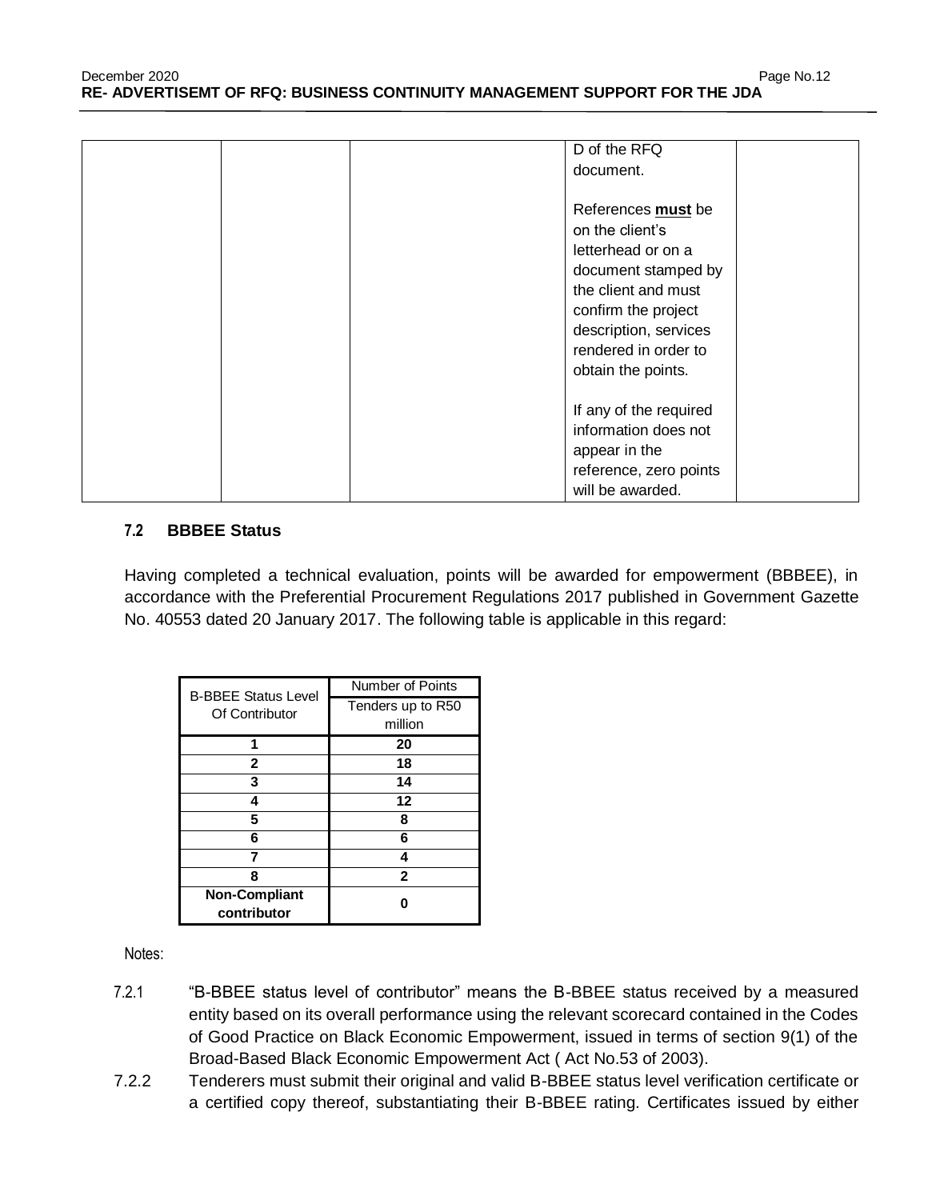| | | | D of the RFQ document.<br><br>References **must** be on the client's letterhead or on a document stamped by the client and must confirm the project description, services rendered in order to obtain the points.<br><br>If any of the required information does not appear in the reference, zero points will be awarded. | |
|---|---|---|---|---|

### 7.2 BBBEE Status

Having completed a technical evaluation, points will be awarded for empowerment (BBBEE), in accordance with the Preferential Procurement Regulations 2017 published in Government Gazette No. 40553 dated 20 January 2017. The following table is applicable in this regard:

| B-BBEE Status Level Of Contributor | Number of Points |
|---|---|
| | Tenders up to R50 million |
| **1** | **20** |
| **2** | **18** |
| **3** | **14** |
| **4** | **12** |
| **5** | **8** |
| **6** | **6** |
| **7** | **4** |
| **8** | **2** |
| **Non-Compliant contributor** | **0** |

Notes:

7.2.1 "B-BBEE status level of contributor" means the B-BBEE status received by a measured entity based on its overall performance using the relevant scorecard contained in the Codes of Good Practice on Black Economic Empowerment, issued in terms of section 9(1) of the Broad-Based Black Economic Empowerment Act ( Act No.53 of 2003).

7.2.2 Tenderers must submit their original and valid B-BBEE status level verification certificate or a certified copy thereof, substantiating their B-BBEE rating. Certificates issued by either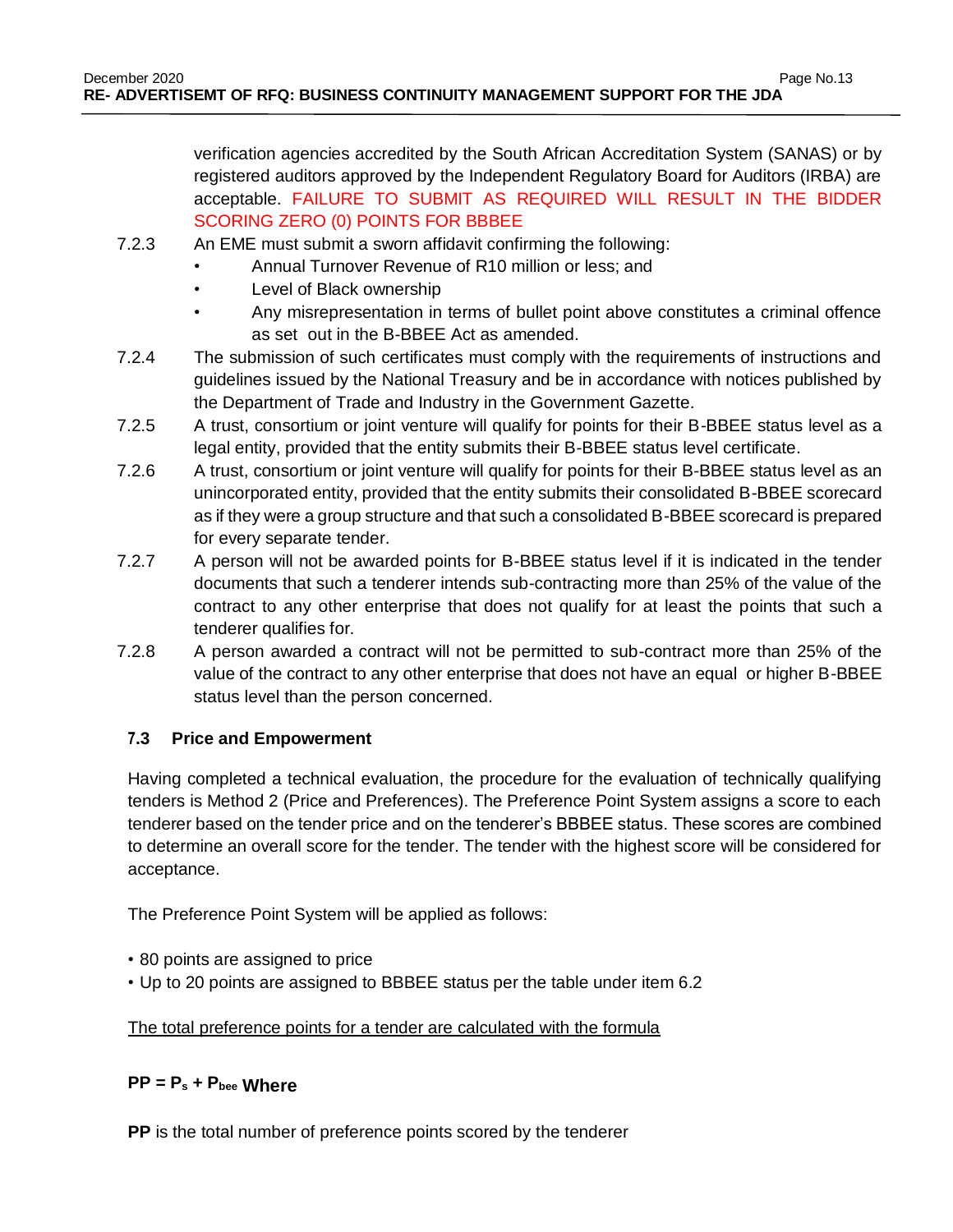verification agencies accredited by the South African Accreditation System (SANAS) or by registered auditors approved by the Independent Regulatory Board for Auditors (IRBA) are acceptable. FAILURE TO SUBMIT AS REQUIRED WILL RESULT IN THE BIDDER SCORING ZERO (0) POINTS FOR BBBEE

7.2.3 An EME must submit a sworn affidavit confirming the following:

- Annual Turnover Revenue of R10 million or less; and
- Level of Black ownership
- Any misrepresentation in terms of bullet point above constitutes a criminal offence as set out in the B-BBEE Act as amended.

7.2.4 The submission of such certificates must comply with the requirements of instructions and guidelines issued by the National Treasury and be in accordance with notices published by the Department of Trade and Industry in the Government Gazette.

7.2.5 A trust, consortium or joint venture will qualify for points for their B-BBEE status level as a legal entity, provided that the entity submits their B-BBEE status level certificate.

7.2.6 A trust, consortium or joint venture will qualify for points for their B-BBEE status level as an unincorporated entity, provided that the entity submits their consolidated B-BBEE scorecard as if they were a group structure and that such a consolidated B-BBEE scorecard is prepared for every separate tender.

7.2.7 A person will not be awarded points for B-BBEE status level if it is indicated in the tender documents that such a tenderer intends sub-contracting more than 25% of the value of the contract to any other enterprise that does not qualify for at least the points that such a tenderer qualifies for.

7.2.8 A person awarded a contract will not be permitted to sub-contract more than 25% of the value of the contract to any other enterprise that does not have an equal or higher B-BBEE status level than the person concerned.

### 7.3 Price and Empowerment

Having completed a technical evaluation, the procedure for the evaluation of technically qualifying tenders is Method 2 (Price and Preferences). The Preference Point System assigns a score to each tenderer based on the tender price and on the tenderer's BBBEE status. These scores are combined to determine an overall score for the tender. The tender with the highest score will be considered for acceptance.

The Preference Point System will be applied as follows:

- 80 points are assigned to price
- Up to 20 points are assigned to BBBEE status per the table under item 6.2

The total preference points for a tender are calculated with the formula

**$PP = P_s + P_{bee}$ Where**

**PP** is the total number of preference points scored by the tenderer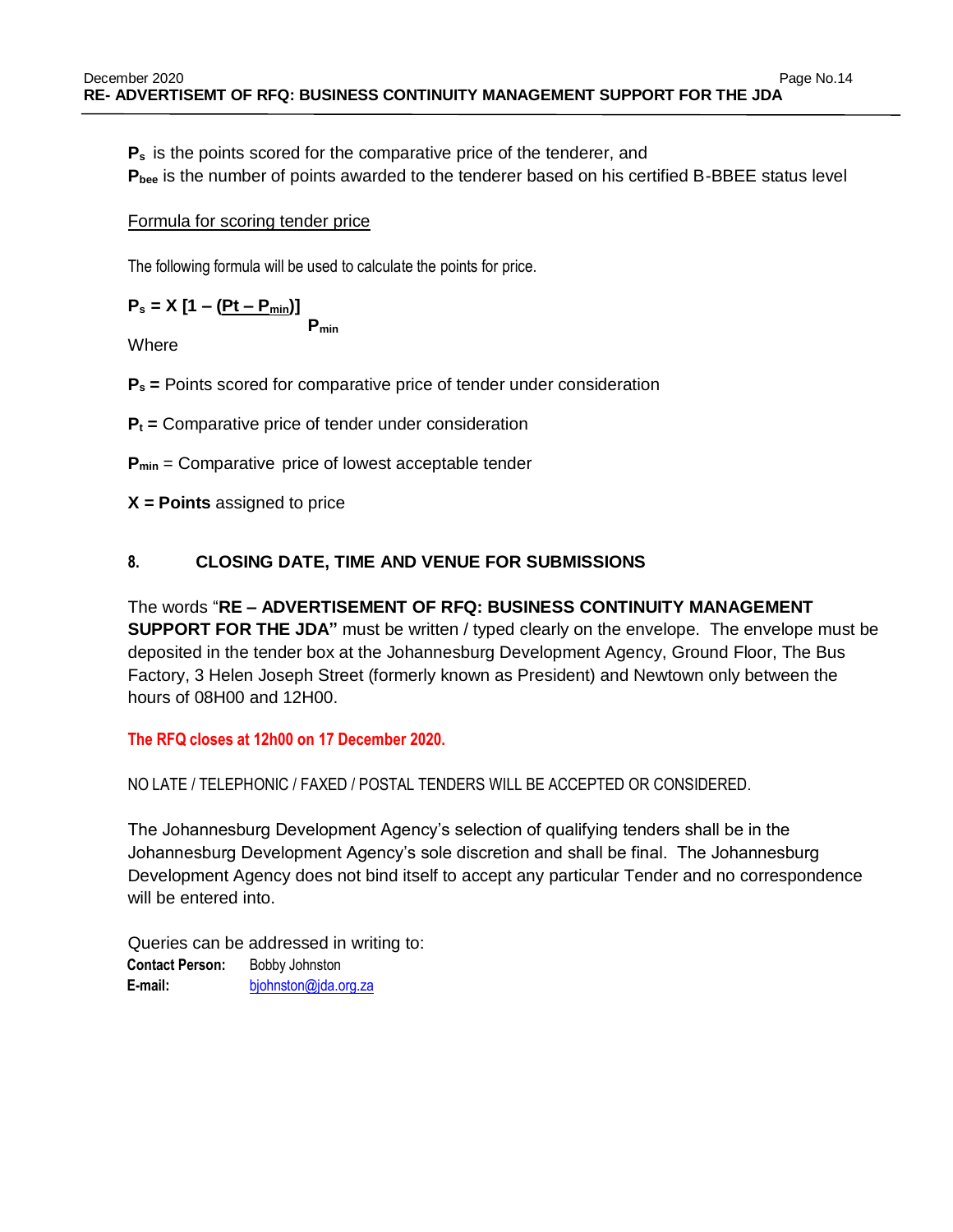$P_s$ is the points scored for the comparative price of the tenderer, and
$P_{bee}$ is the number of points awarded to the tenderer based on his certified B-BBEE status level

Formula for scoring tender price

The following formula will be used to calculate the points for price.

$$P_s = X\left[1 - \frac{(Pt - P_{min})}{P_{min}}\right]$$

Where

**$P_s$ =** Points scored for comparative price of tender under consideration

**$P_t$ =** Comparative price of tender under consideration

**$P_{min}$** = Comparative price of lowest acceptable tender

**X = Points** assigned to price

## 8. CLOSING DATE, TIME AND VENUE FOR SUBMISSIONS

The words "**RE – ADVERTISEMENT OF RFQ: BUSINESS CONTINUITY MANAGEMENT SUPPORT FOR THE JDA"** must be written / typed clearly on the envelope. The envelope must be deposited in the tender box at the Johannesburg Development Agency, Ground Floor, The Bus Factory, 3 Helen Joseph Street (formerly known as President) and Newtown only between the hours of 08H00 and 12H00.

**The RFQ closes at 12h00 on 17 December 2020.**

NO LATE / TELEPHONIC / FAXED / POSTAL TENDERS WILL BE ACCEPTED OR CONSIDERED.

The Johannesburg Development Agency's selection of qualifying tenders shall be in the Johannesburg Development Agency's sole discretion and shall be final. The Johannesburg Development Agency does not bind itself to accept any particular Tender and no correspondence will be entered into.

Queries can be addressed in writing to:
**Contact Person:** Bobby Johnston
**E-mail:** bjohnston@jda.org.za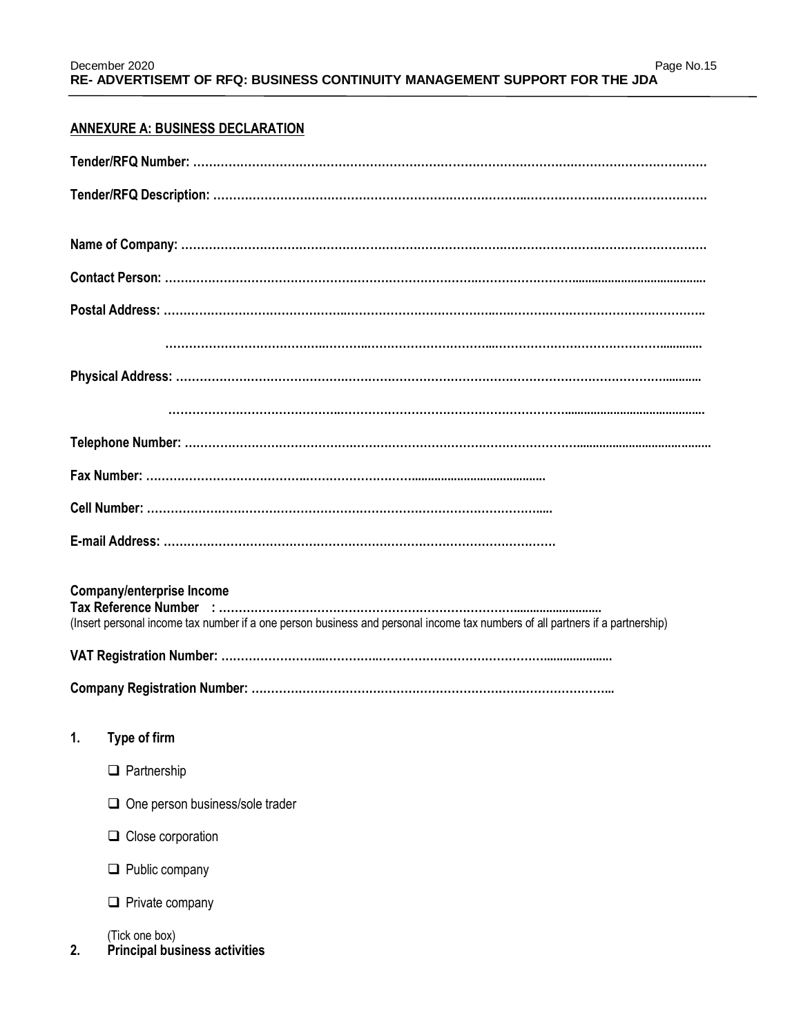## ANNEXURE A: BUSINESS DECLARATION

**Tender/RFQ Number:** …………………………………………………………………………………………………………………

**Tender/RFQ Description:** ………………………………………………………………………………………………………………

**Name of Company:** ……………………………………………………………………………………………………………………

**Contact Person:** ………………………………………………………………………………………………………………………

**Postal Address:** ………………………………………………………………………………………………………………………

…………………………………………………………………………………………………………………………

**Physical Address:** ……………………………………………………………………………………………………………………

…………………………………………………………………………………………………………………………

**Telephone Number:** …………………………………………………………………………………………………………………

**Fax Number:** ……………………………………………………………………………………

**Cell Number:** …………………………………………………………………………………………

**E-mail Address:** ……………………………………………………………………………………

**Company/enterprise Income**
**Tax Reference Number :** ……………………………………………………………………………………
(Insert personal income tax number if a one person business and personal income tax numbers of all partners if a partnership)

**VAT Registration Number:** ……………………………………………………………………………………

**Company Registration Number:** ……………………………………………………………………………………

1. **Type of firm**

   - ❑ Partnership
   - ❑ One person business/sole trader
   - ❑ Close corporation
   - ❑ Public company
   - ❑ Private company

   (Tick one box)

2. **Principal business activities**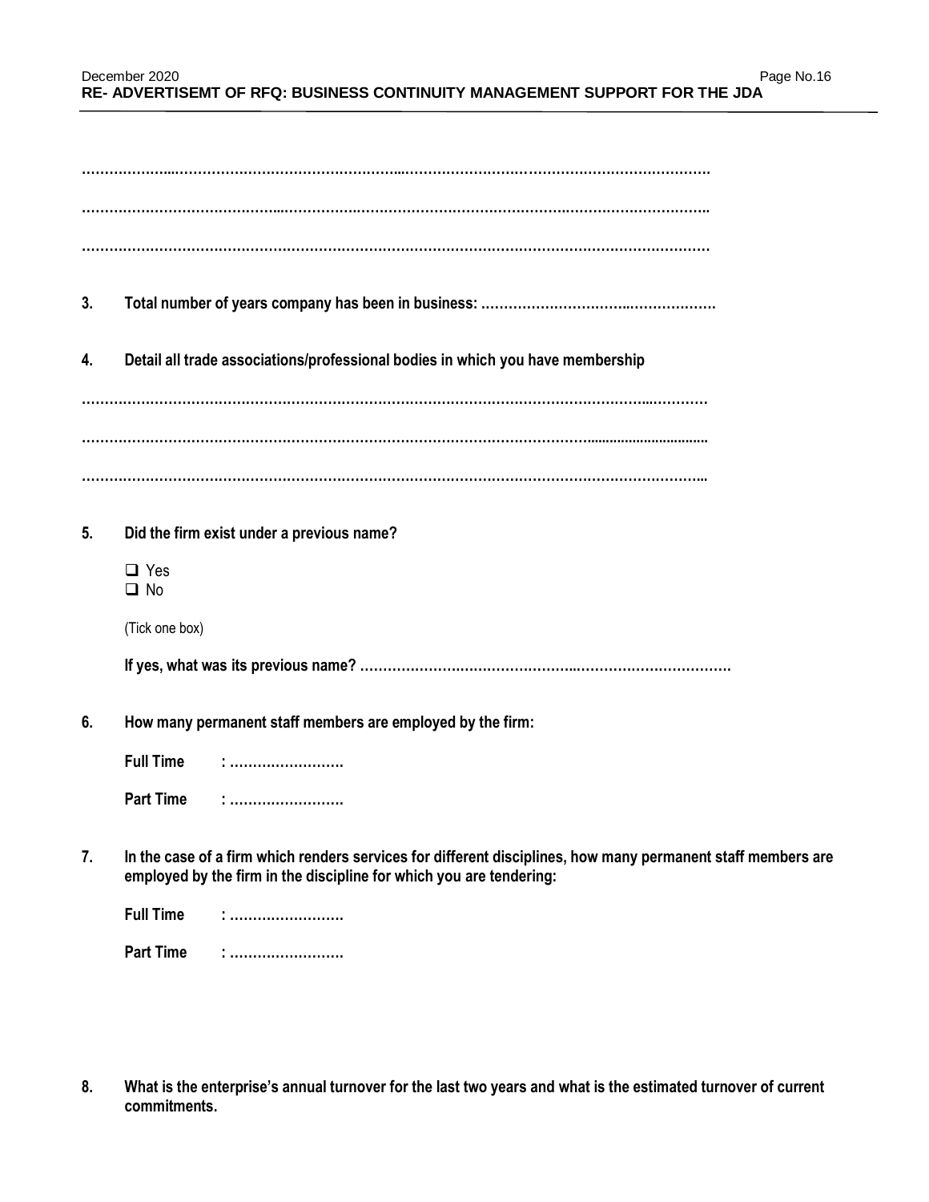…………………..………………………………………...………………………………………………………

………………………………………...……………………………………………………..………………………..

…………………………………………………………………………………………………………………………

**3. Total number of years company has been in business: ……………………………..……………….**

**4. Detail all trade associations/professional bodies in which you have membership**

……………………………………………………………………………………………………………..…………

…………………………………………………………………………………………………..............................

……………………………………………………………………………………………………………………….

**5. Did the firm exist under a previous name?**

- ❑ Yes
- ❑ No

(Tick one box)

**If yes, what was its previous name? …………………………………………..…………………………….**

**6. How many permanent staff members are employed by the firm:**

**Full Time : …………………….**

**Part Time : …………………….**

**7. In the case of a firm which renders services for different disciplines, how many permanent staff members are employed by the firm in the discipline for which you are tendering:**

**Full Time : …………………….**

**Part Time : …………………….**

**8. What is the enterprise's annual turnover for the last two years and what is the estimated turnover of current commitments.**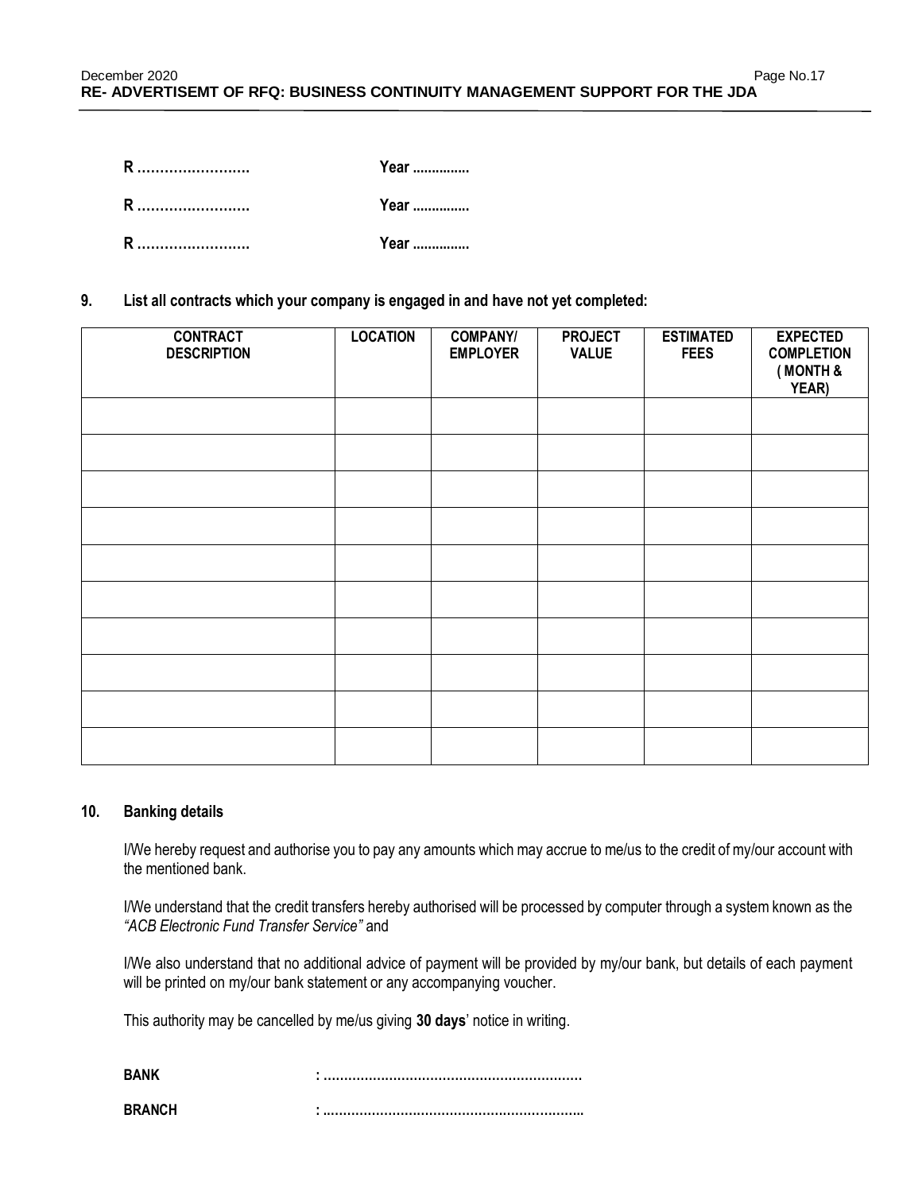**R …………………….** **Year ...............**

**R …………………….** **Year ...............**

**R …………………….** **Year ...............**

**9. List all contracts which your company is engaged in and have not yet completed:**

| CONTRACT DESCRIPTION | LOCATION | COMPANY/ EMPLOYER | PROJECT VALUE | ESTIMATED FEES | EXPECTED COMPLETION ( MONTH & YEAR) |
|---|---|---|---|---|---|
| | | | | | |
| | | | | | |
| | | | | | |
| | | | | | |
| | | | | | |
| | | | | | |
| | | | | | |
| | | | | | |
| | | | | | |
| | | | | | |

**10. Banking details**

I/We hereby request and authorise you to pay any amounts which may accrue to me/us to the credit of my/our account with the mentioned bank.

I/We understand that the credit transfers hereby authorised will be processed by computer through a system known as the *"ACB Electronic Fund Transfer Service"* and

I/We also understand that no additional advice of payment will be provided by my/our bank, but details of each payment will be printed on my/our bank statement or any accompanying voucher.

This authority may be cancelled by me/us giving **30 days**' notice in writing.

**BANK** **: …………………………………………………….**

**BRANCH** **: ……………………………………………………..**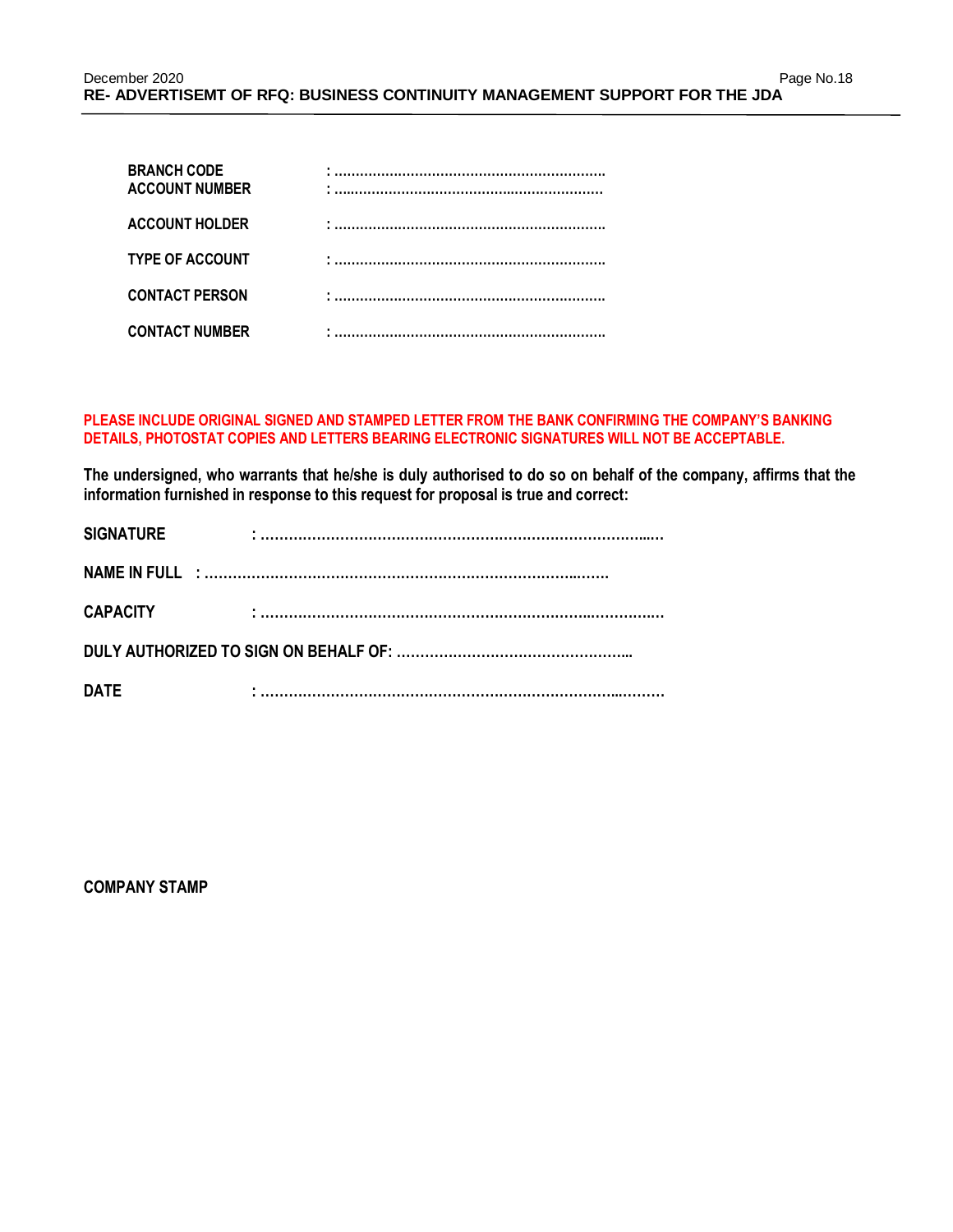**BRANCH CODE** : ……………………………………………………….
**ACCOUNT NUMBER** : ……………………………………………………….

**ACCOUNT HOLDER** : ……………………………………………………….

**TYPE OF ACCOUNT** : ……………………………………………………….

**CONTACT PERSON** : ……………………………………………………….

**CONTACT NUMBER** : ……………………………………………………….

**PLEASE INCLUDE ORIGINAL SIGNED AND STAMPED LETTER FROM THE BANK CONFIRMING THE COMPANY'S BANKING DETAILS, PHOTOSTAT COPIES AND LETTERS BEARING ELECTRONIC SIGNATURES WILL NOT BE ACCEPTABLE.**

**The undersigned, who warrants that he/she is duly authorised to do so on behalf of the company, affirms that the information furnished in response to this request for proposal is true and correct:**

**SIGNATURE** : ………………………………………………………………………….…

**NAME IN FULL** : ………………………………………………………………….…….

**CAPACITY** : ………………………………………………………………..…………..…

**DULY AUTHORIZED TO SIGN ON BEHALF OF:** …………………………………………...

**DATE** : ……………………………………………………………………..………

**COMPANY STAMP**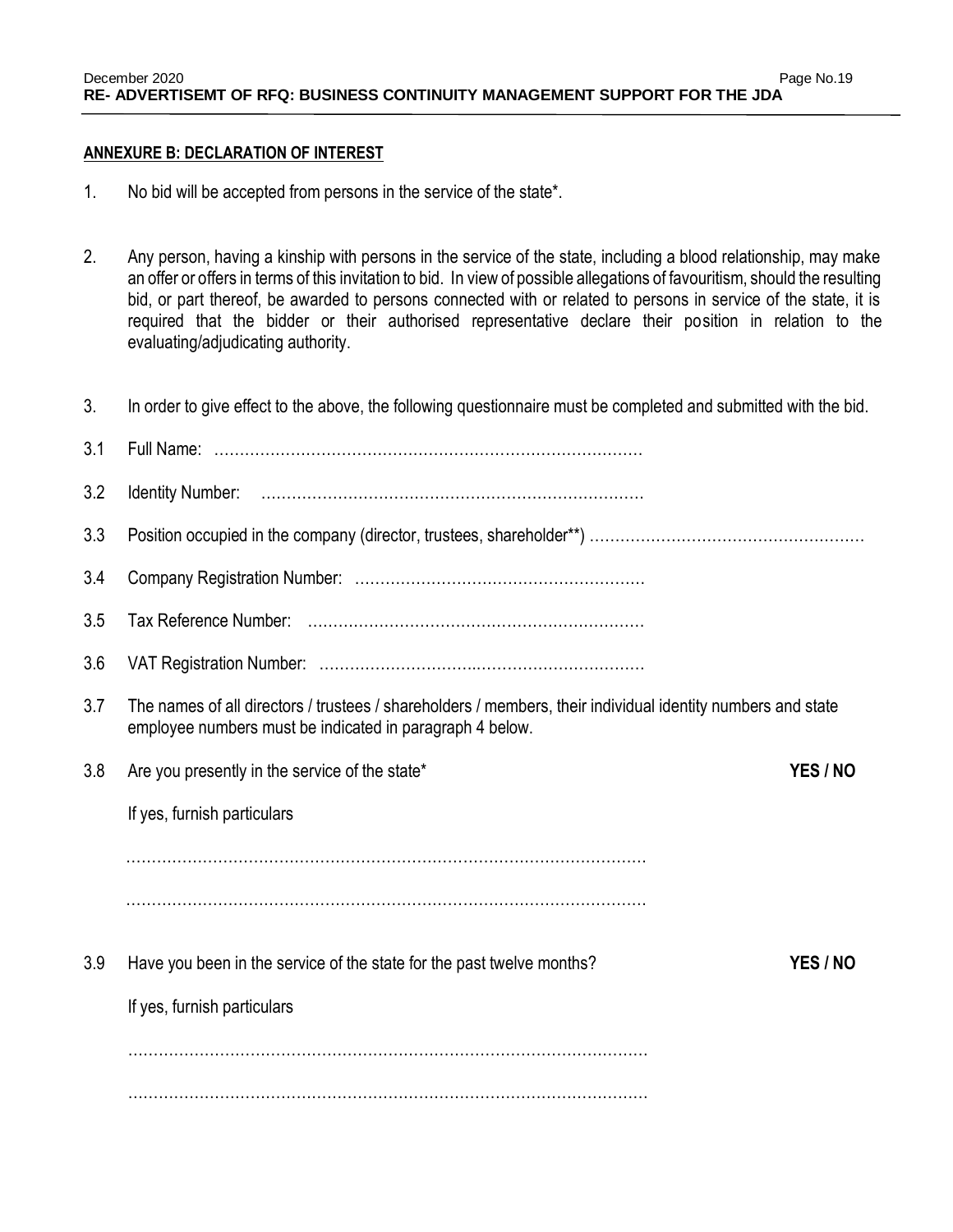## ANNEXURE B: DECLARATION OF INTEREST

1. No bid will be accepted from persons in the service of the state*.

2. Any person, having a kinship with persons in the service of the state, including a blood relationship, may make an offer or offers in terms of this invitation to bid. In view of possible allegations of favouritism, should the resulting bid, or part thereof, be awarded to persons connected with or related to persons in service of the state, it is required that the bidder or their authorised representative declare their position in relation to the evaluating/adjudicating authority.

3. In order to give effect to the above, the following questionnaire must be completed and submitted with the bid.

3.1 Full Name: …………………………………………………………………………

3.2 Identity Number: …………………………………………………………………

3.3 Position occupied in the company (director, trustees, shareholder**) ………………………………………………

3.4 Company Registration Number: ………………………………………………

3.5 Tax Reference Number: …………………………………………………………

3.6 VAT Registration Number: ………………………………………………………

3.7 The names of all directors / trustees / shareholders / members, their individual identity numbers and state employee numbers must be indicated in paragraph 4 below.

3.8 Are you presently in the service of the state* **YES / NO**

If yes, furnish particulars

……………………………………………………………………………………………

……………………………………………………………………………………………

3.9 Have you been in the service of the state for the past twelve months? **YES / NO**

If yes, furnish particulars

……………………………………………………………………………………………

……………………………………………………………………………………………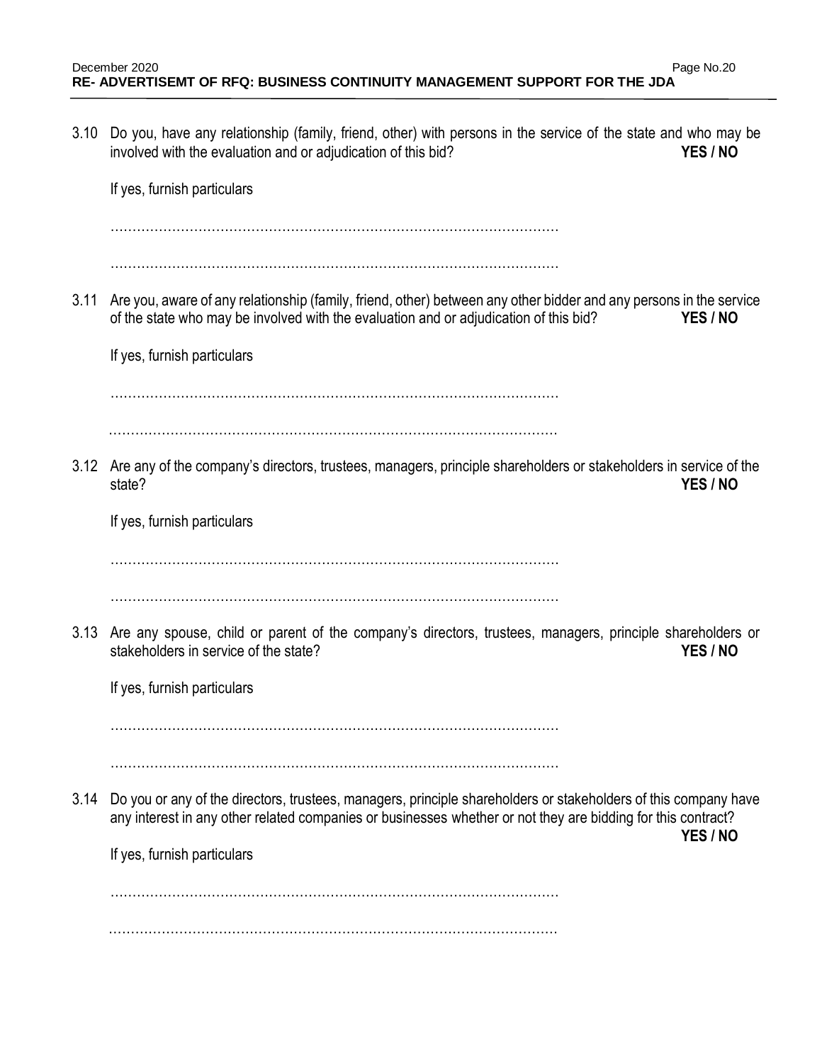3.10 Do you, have any relationship (family, friend, other) with persons in the service of the state and who may be involved with the evaluation and or adjudication of this bid? **YES / NO**

If yes, furnish particulars

…………………………………………………………………………………………

…………………………………………………………………………………………

3.11 Are you, aware of any relationship (family, friend, other) between any other bidder and any persons in the service of the state who may be involved with the evaluation and or adjudication of this bid? **YES / NO**

If yes, furnish particulars

…………………………………………………………………………………………

…………………………………………………………………………………………

3.12 Are any of the company's directors, trustees, managers, principle shareholders or stakeholders in service of the state? **YES / NO**

If yes, furnish particulars

…………………………………………………………………………………………

…………………………………………………………………………………………

3.13 Are any spouse, child or parent of the company's directors, trustees, managers, principle shareholders or stakeholders in service of the state? **YES / NO**

If yes, furnish particulars

…………………………………………………………………………………………

…………………………………………………………………………………………

3.14 Do you or any of the directors, trustees, managers, principle shareholders or stakeholders of this company have any interest in any other related companies or businesses whether or not they are bidding for this contract? **YES / NO**

If yes, furnish particulars

…………………………………………………………………………………………

…………………………………………………………………………………………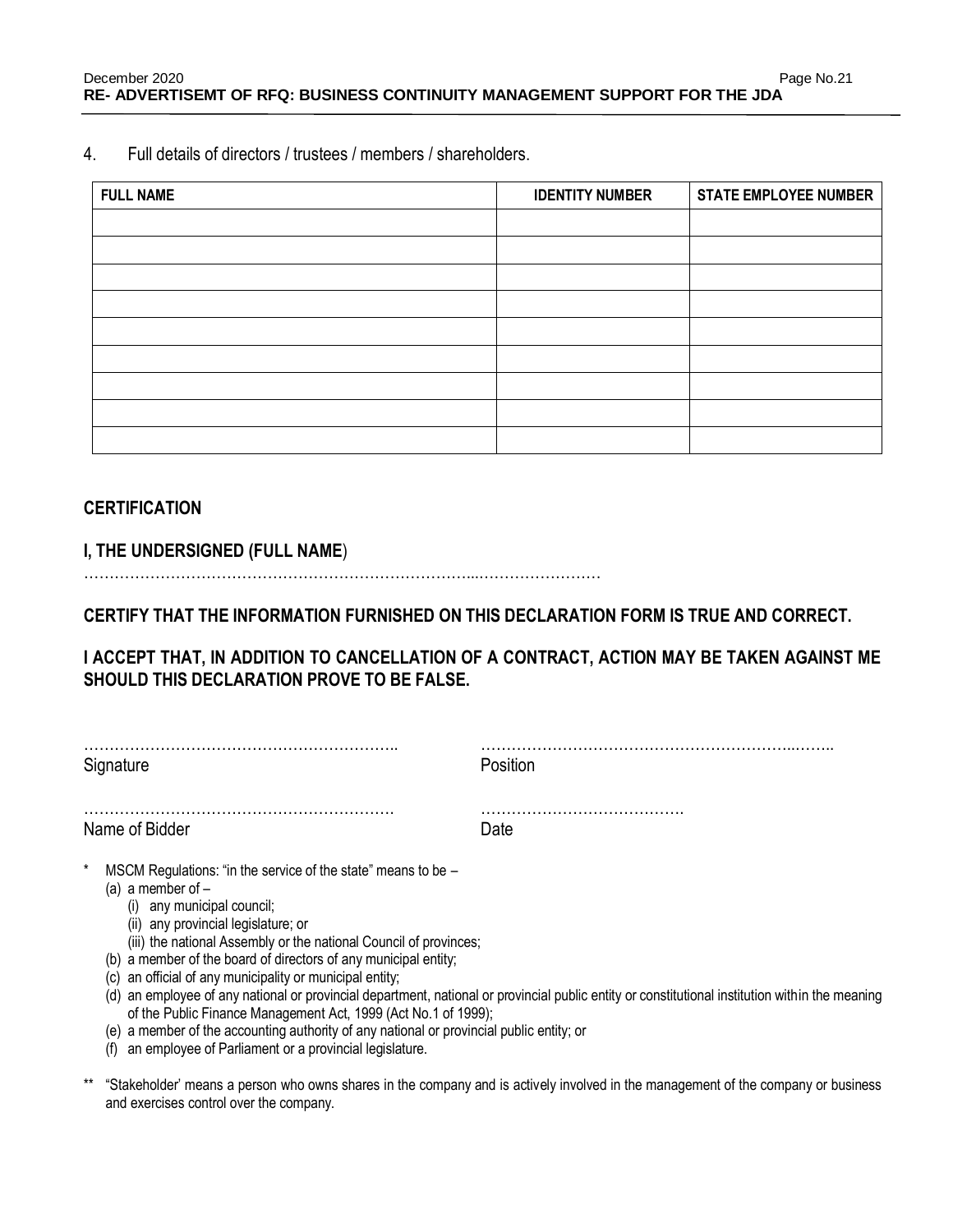4. Full details of directors / trustees / members / shareholders.

| FULL NAME | IDENTITY NUMBER | STATE EMPLOYEE NUMBER |
|---|---|---|
| | | |
| | | |
| | | |
| | | |
| | | |
| | | |
| | | |
| | | |
| | | |

**CERTIFICATION**

**I, THE UNDERSIGNED (FULL NAME**)
…………………………………………………………………...……………………

**CERTIFY THAT THE INFORMATION FURNISHED ON THIS DECLARATION FORM IS TRUE AND CORRECT.**

**I ACCEPT THAT, IN ADDITION TO CANCELLATION OF A CONTRACT, ACTION MAY BE TAKEN AGAINST ME SHOULD THIS DECLARATION PROVE TO BE FALSE.**

……………………………………………………..
Signature

……………………………………………………..……..
Position

…………………………………………………….
Name of Bidder

………………………………….
Date

\* MSCM Regulations: "in the service of the state" means to be –
  (a) a member of –
    (i) any municipal council;
    (ii) any provincial legislature; or
    (iii) the national Assembly or the national Council of provinces;
  (b) a member of the board of directors of any municipal entity;
  (c) an official of any municipality or municipal entity;
  (d) an employee of any national or provincial department, national or provincial public entity or constitutional institution within the meaning of the Public Finance Management Act, 1999 (Act No.1 of 1999);
  (e) a member of the accounting authority of any national or provincial public entity; or
  (f) an employee of Parliament or a provincial legislature.

\*\* "Stakeholder' means a person who owns shares in the company and is actively involved in the management of the company or business and exercises control over the company.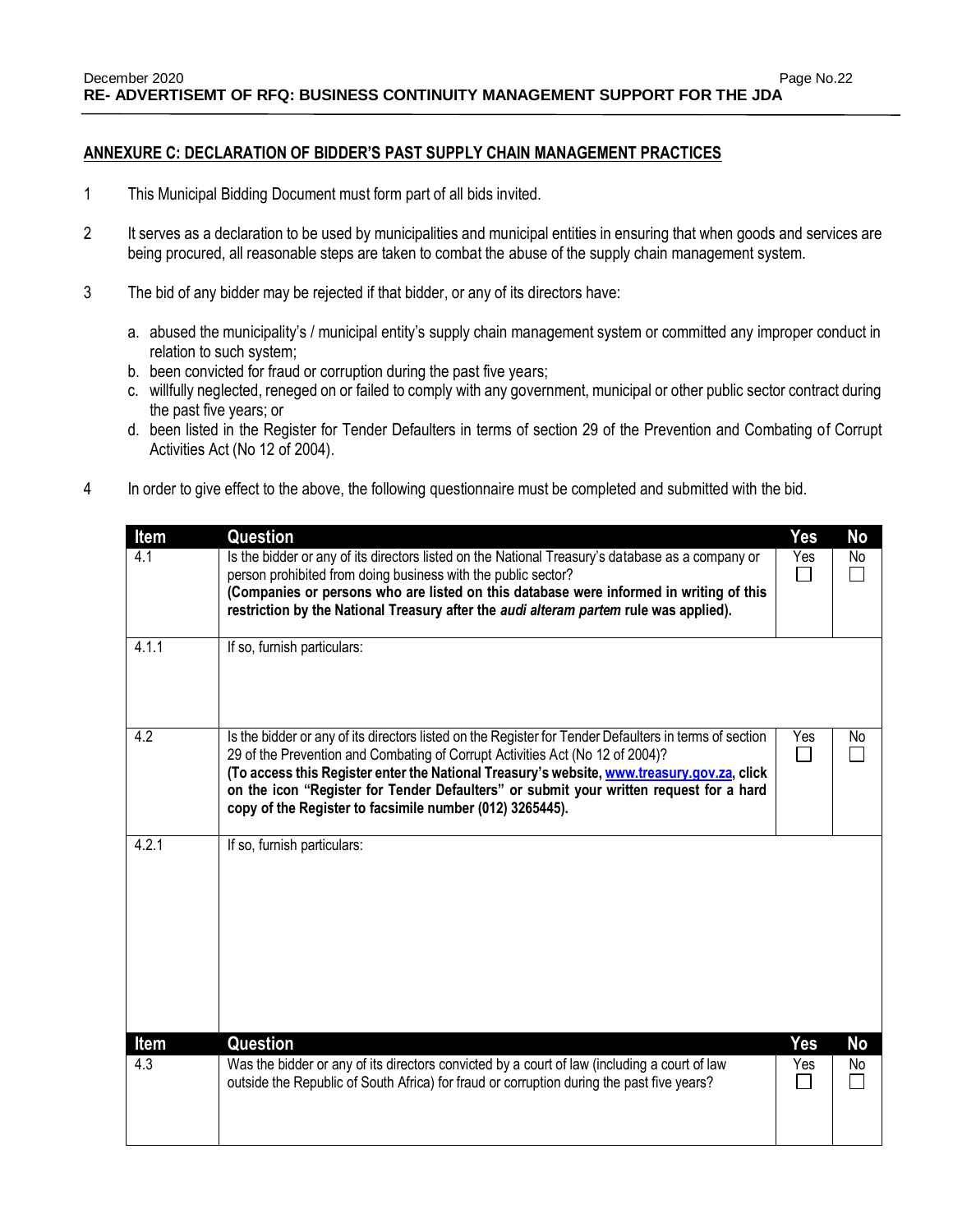## ANNEXURE C: DECLARATION OF BIDDER'S PAST SUPPLY CHAIN MANAGEMENT PRACTICES

1. This Municipal Bidding Document must form part of all bids invited.

2. It serves as a declaration to be used by municipalities and municipal entities in ensuring that when goods and services are being procured, all reasonable steps are taken to combat the abuse of the supply chain management system.

3. The bid of any bidder may be rejected if that bidder, or any of its directors have:

   a. abused the municipality's / municipal entity's supply chain management system or committed any improper conduct in relation to such system;
   b. been convicted for fraud or corruption during the past five years;
   c. willfully neglected, reneged on or failed to comply with any government, municipal or other public sector contract during the past five years; or
   d. been listed in the Register for Tender Defaulters in terms of section 29 of the Prevention and Combating of Corrupt Activities Act (No 12 of 2004).

4. In order to give effect to the above, the following questionnaire must be completed and submitted with the bid.

| Item | Question | Yes | No |
|---|---|---|---|
| 4.1 | Is the bidder or any of its directors listed on the National Treasury's database as a company or person prohibited from doing business with the public sector? **(Companies or persons who are listed on this database were informed in writing of this restriction by the National Treasury after the *audi alteram partem* rule was applied).** | Yes ☐ | No ☐ |
| 4.1.1 | If so, furnish particulars: | | |
| 4.2 | Is the bidder or any of its directors listed on the Register for Tender Defaulters in terms of section 29 of the Prevention and Combating of Corrupt Activities Act (No 12 of 2004)? **(To access this Register enter the National Treasury's website, www.treasury.gov.za, click on the icon "Register for Tender Defaulters" or submit your written request for a hard copy of the Register to facsimile number (012) 3265445).** | Yes ☐ | No ☐ |
| 4.2.1 | If so, furnish particulars: | | |

| Item | Question | Yes | No |
|---|---|---|---|
| 4.3 | Was the bidder or any of its directors convicted by a court of law (including a court of law outside the Republic of South Africa) for fraud or corruption during the past five years? | Yes ☐ | No ☐ |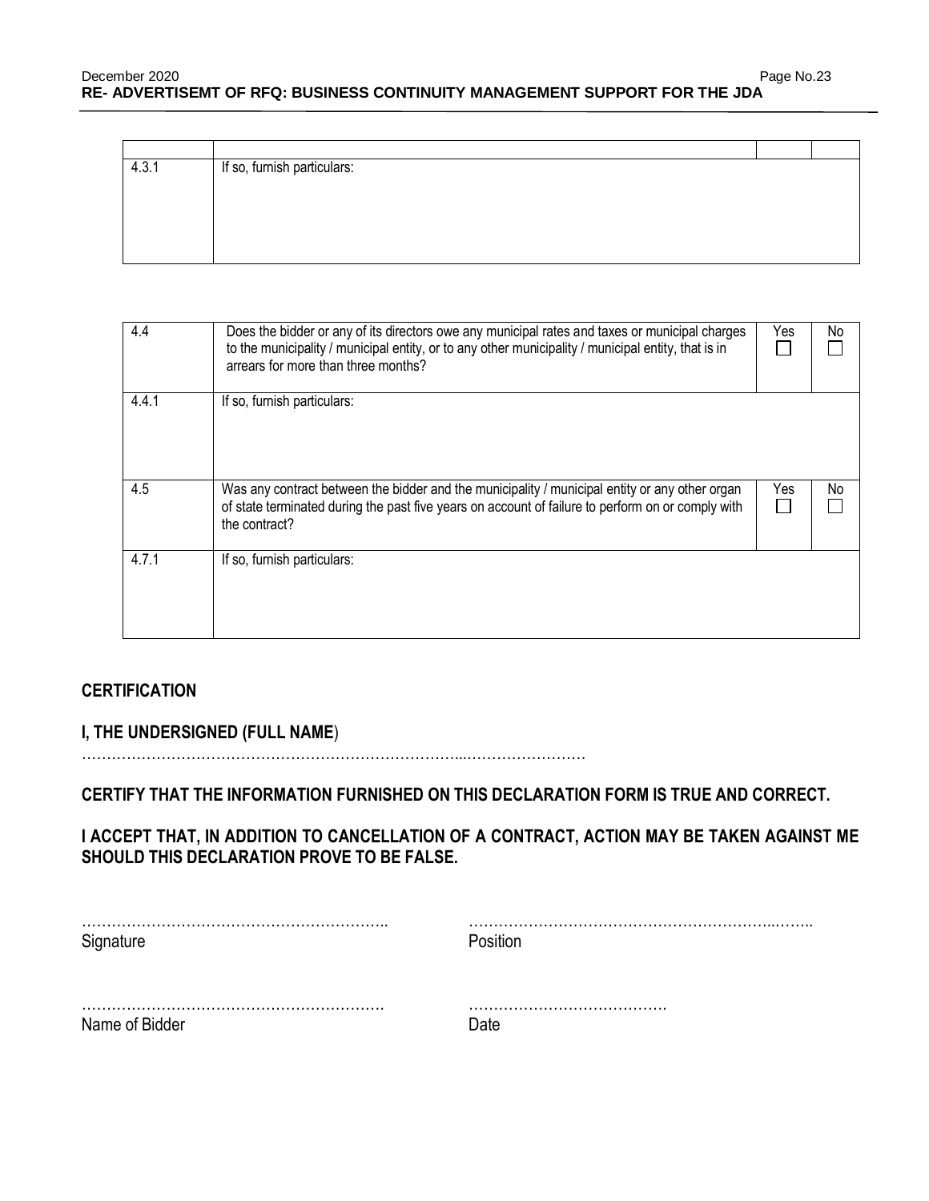| | | | |
|---|---|---|---|
| 4.3.1 | If so, furnish particulars: | | |

| | | | |
|---|---|---|---|
| 4.4 | Does the bidder or any of its directors owe any municipal rates and taxes or municipal charges to the municipality / municipal entity, or to any other municipality / municipal entity, that is in arrears for more than three months? | Yes ☐ | No ☐ |
| 4.4.1 | If so, furnish particulars: | | |
| 4.5 | Was any contract between the bidder and the municipality / municipal entity or any other organ of state terminated during the past five years on account of failure to perform on or comply with the contract? | Yes ☐ | No ☐ |
| 4.7.1 | If so, furnish particulars: | | |

## CERTIFICATION

**I, THE UNDERSIGNED (FULL NAME**)

……………………………………………………………………...……………………

**CERTIFY THAT THE INFORMATION FURNISHED ON THIS DECLARATION FORM IS TRUE AND CORRECT.**

**I ACCEPT THAT, IN ADDITION TO CANCELLATION OF A CONTRACT, ACTION MAY BE TAKEN AGAINST ME SHOULD THIS DECLARATION PROVE TO BE FALSE.**

…………………………………………………….. Signature

…………………………………………………..…….. Position

……………………………………………………. Name of Bidder

…………………………………. Date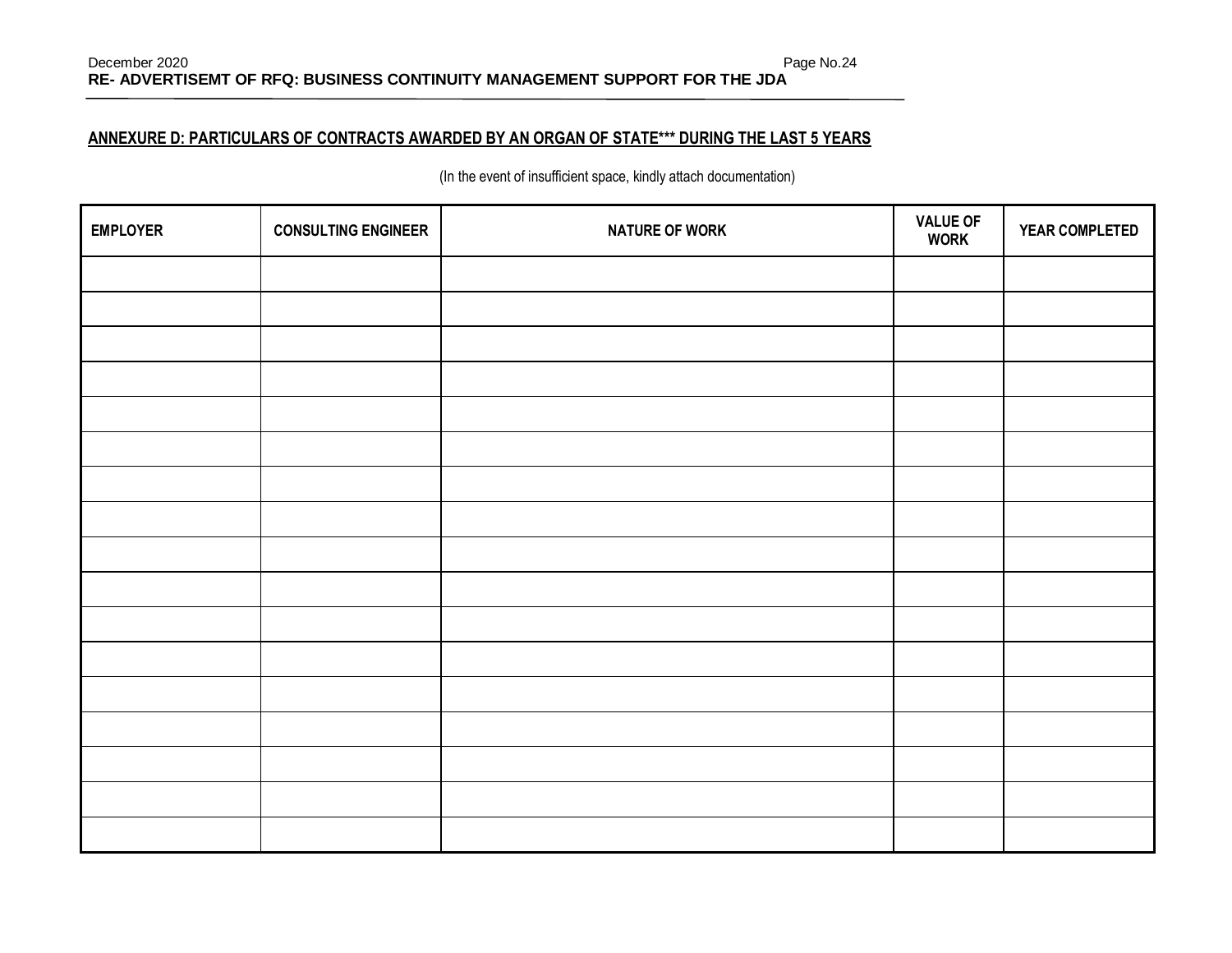## ANNEXURE D: PARTICULARS OF CONTRACTS AWARDED BY AN ORGAN OF STATE*** DURING THE LAST 5 YEARS

(In the event of insufficient space, kindly attach documentation)

| EMPLOYER | CONSULTING ENGINEER | NATURE OF WORK | VALUE OF WORK | YEAR COMPLETED |
|---|---|---|---|---|
| | | | | |
| | | | | |
| | | | | |
| | | | | |
| | | | | |
| | | | | |
| | | | | |
| | | | | |
| | | | | |
| | | | | |
| | | | | |
| | | | | |
| | | | | |
| | | | | |
| | | | | |
| | | | | |
| | | | | |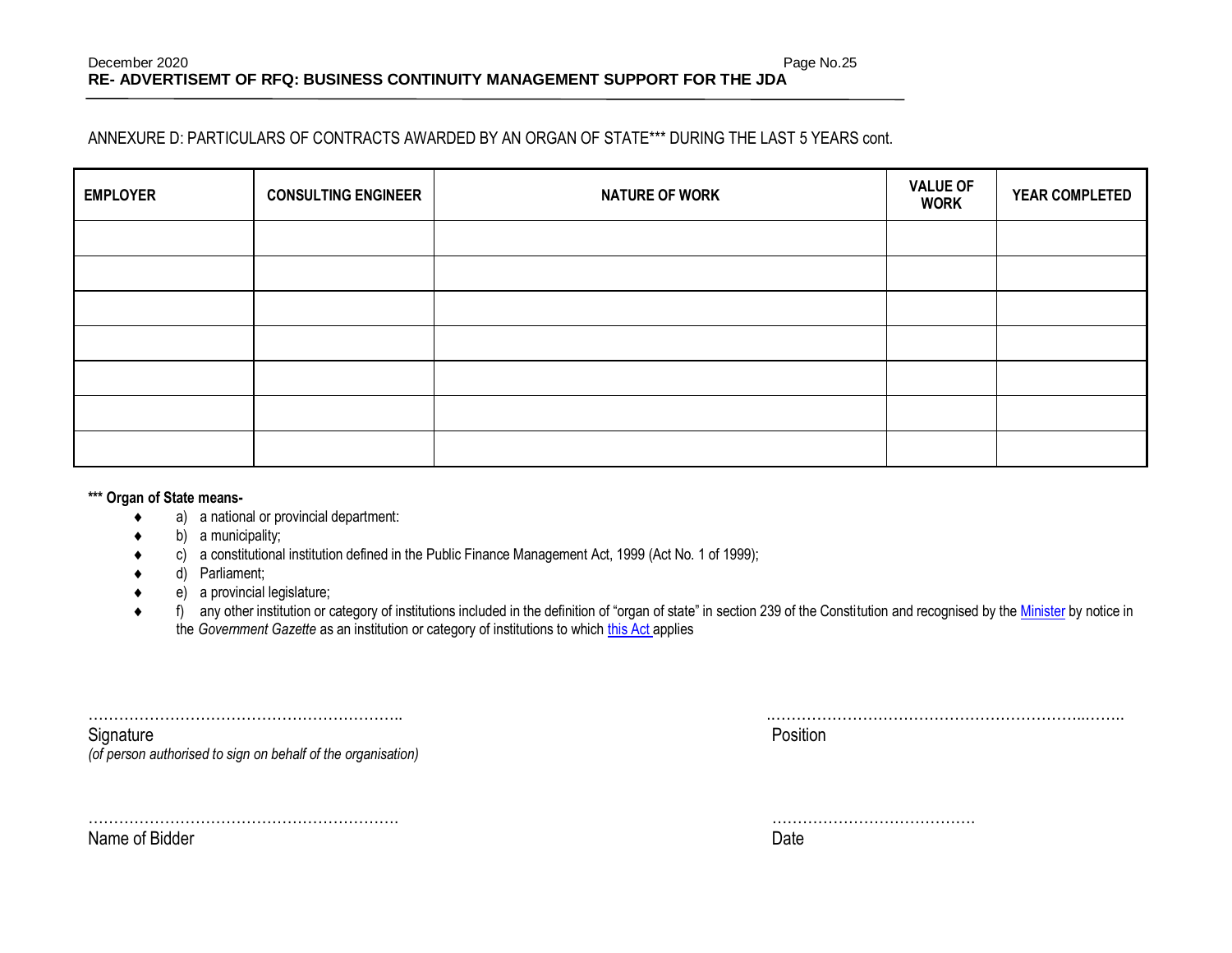ANNEXURE D: PARTICULARS OF CONTRACTS AWARDED BY AN ORGAN OF STATE*** DURING THE LAST 5 YEARS cont.

| EMPLOYER | CONSULTING ENGINEER | NATURE OF WORK | VALUE OF WORK | YEAR COMPLETED |
|---|---|---|---|---|
| | | | | |
| | | | | |
| | | | | |
| | | | | |
| | | | | |
| | | | | |
| | | | | |

**\*\*\* Organ of State means-**

- a) a national or provincial department:
- b) a municipality;
- c) a constitutional institution defined in the Public Finance Management Act, 1999 (Act No. 1 of 1999);
- d) Parliament;
- e) a provincial legislature;
- f) any other institution or category of institutions included in the definition of "organ of state" in section 239 of the Constitution and recognised by the Minister by notice in the *Government Gazette* as an institution or category of institutions to which this Act applies

…………………………………………………….. 
Signature 
*(of person authorised to sign on behalf of the organisation)*

……………………………………………………….. 
Position

……………………………………………………. 
Name of Bidder

………………………………… 
Date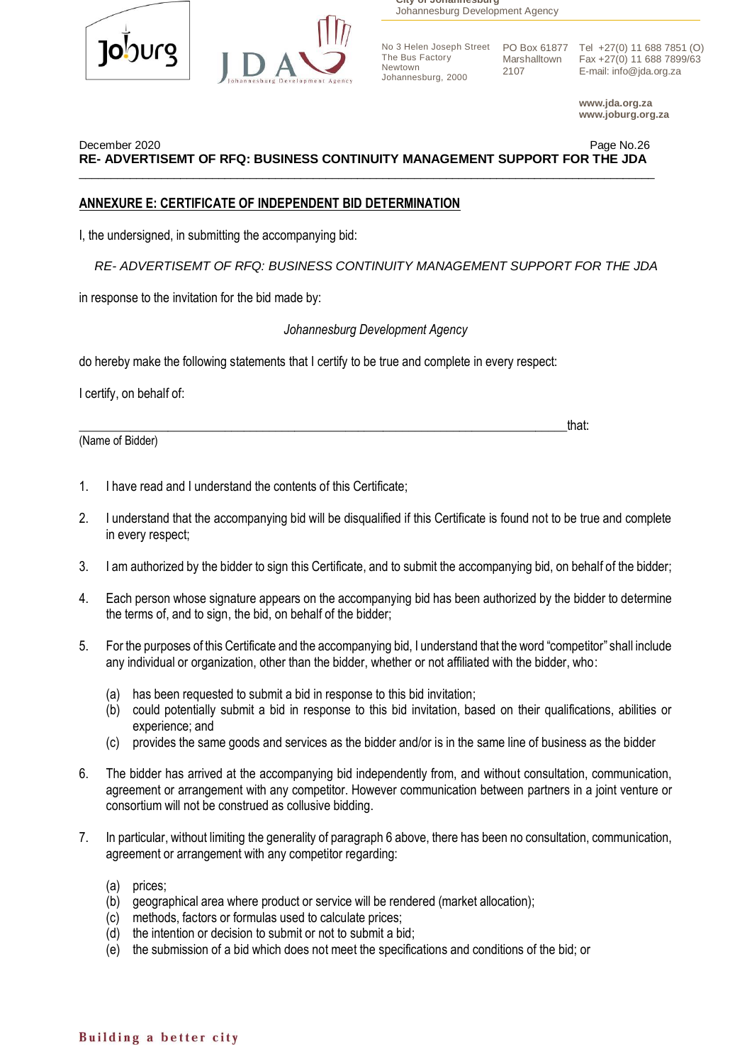## ANNEXURE E: CERTIFICATE OF INDEPENDENT BID DETERMINATION

I, the undersigned, in submitting the accompanying bid:

*RE- ADVERTISEMT OF RFQ: BUSINESS CONTINUITY MANAGEMENT SUPPORT FOR THE JDA*

in response to the invitation for the bid made by:

*Johannesburg Development Agency*

do hereby make the following statements that I certify to be true and complete in every respect:

I certify, on behalf of:

_______________________________________________________________________that:
(Name of Bidder)

1. I have read and I understand the contents of this Certificate;
2. I understand that the accompanying bid will be disqualified if this Certificate is found not to be true and complete in every respect;
3. I am authorized by the bidder to sign this Certificate, and to submit the accompanying bid, on behalf of the bidder;
4. Each person whose signature appears on the accompanying bid has been authorized by the bidder to determine the terms of, and to sign, the bid, on behalf of the bidder;
5. For the purposes of this Certificate and the accompanying bid, I understand that the word "competitor" shall include any individual or organization, other than the bidder, whether or not affiliated with the bidder, who:
   (a) has been requested to submit a bid in response to this bid invitation;
   (b) could potentially submit a bid in response to this bid invitation, based on their qualifications, abilities or experience; and
   (c) provides the same goods and services as the bidder and/or is in the same line of business as the bidder
6. The bidder has arrived at the accompanying bid independently from, and without consultation, communication, agreement or arrangement with any competitor. However communication between partners in a joint venture or consortium will not be construed as collusive bidding.
7. In particular, without limiting the generality of paragraph 6 above, there has been no consultation, communication, agreement or arrangement with any competitor regarding:
   (a) prices;
   (b) geographical area where product or service will be rendered (market allocation);
   (c) methods, factors or formulas used to calculate prices;
   (d) the intention or decision to submit or not to submit a bid;
   (e) the submission of a bid which does not meet the specifications and conditions of the bid; or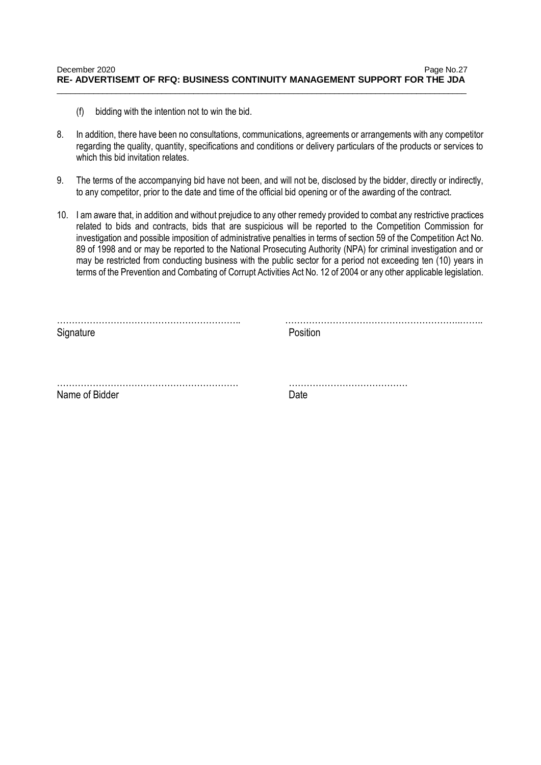(f) bidding with the intention not to win the bid.

8. In addition, there have been no consultations, communications, agreements or arrangements with any competitor regarding the quality, quantity, specifications and conditions or delivery particulars of the products or services to which this bid invitation relates.

9. The terms of the accompanying bid have not been, and will not be, disclosed by the bidder, directly or indirectly, to any competitor, prior to the date and time of the official bid opening or of the awarding of the contract.

10. I am aware that, in addition and without prejudice to any other remedy provided to combat any restrictive practices related to bids and contracts, bids that are suspicious will be reported to the Competition Commission for investigation and possible imposition of administrative penalties in terms of section 59 of the Competition Act No. 89 of 1998 and or may be reported to the National Prosecuting Authority (NPA) for criminal investigation and or may be restricted from conducting business with the public sector for a period not exceeding ten (10) years in terms of the Prevention and Combating of Corrupt Activities Act No. 12 of 2004 or any other applicable legislation.

……………………………………………………..    ……………………………………………………..

Signature    Position

……………………………………………………    …………………………………

Name of Bidder    Date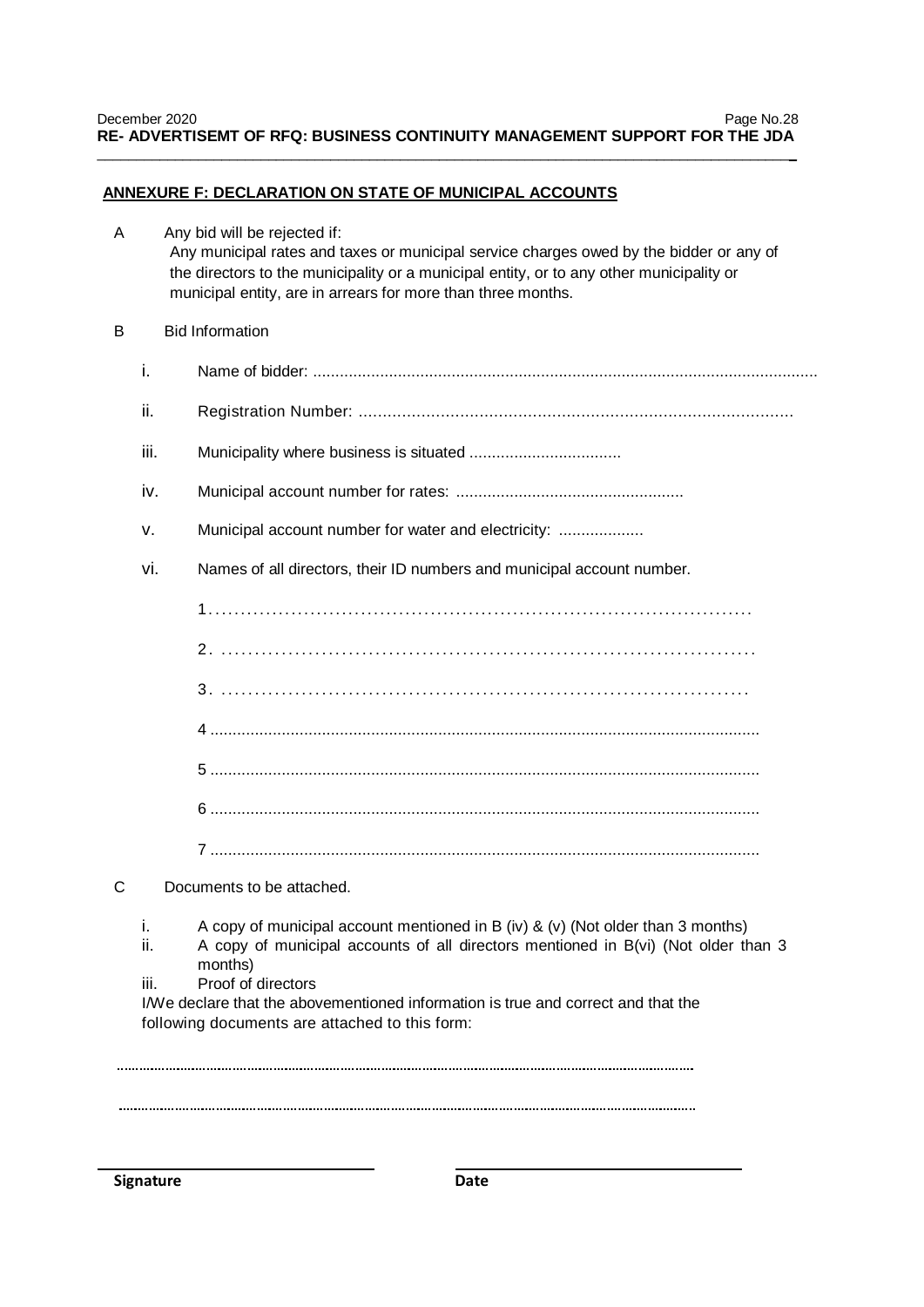## ANNEXURE F: DECLARATION ON STATE OF MUNICIPAL ACCOUNTS

A Any bid will be rejected if:
Any municipal rates and taxes or municipal service charges owed by the bidder or any of the directors to the municipality or a municipal entity, or to any other municipality or municipal entity, are in arrears for more than three months.

B Bid Information

i. Name of bidder: ..................................................................................................................

ii. Registration Number: .........................................................................................

iii. Municipality where business is situated ..................................

iv. Municipal account number for rates: ...................................................

v. Municipal account number for water and electricity: ...................

vi. Names of all directors, their ID numbers and municipal account number.

1. ...............................................................................

2. ............................................................................

3. ...........................................................................

4 ..........................................................................................................................

5 ..........................................................................................................................

6 ..........................................................................................................................

7 ..........................................................................................................................

C Documents to be attached.

i. A copy of municipal account mentioned in B (iv) & (v) (Not older than 3 months)
ii. A copy of municipal accounts of all directors mentioned in B(vi) (Not older than 3 months)
iii. Proof of directors

I/We declare that the abovementioned information is true and correct and that the following documents are attached to this form:

..........................................................................................................................................................

..........................................................................................................................................................

**Signature** **Date**